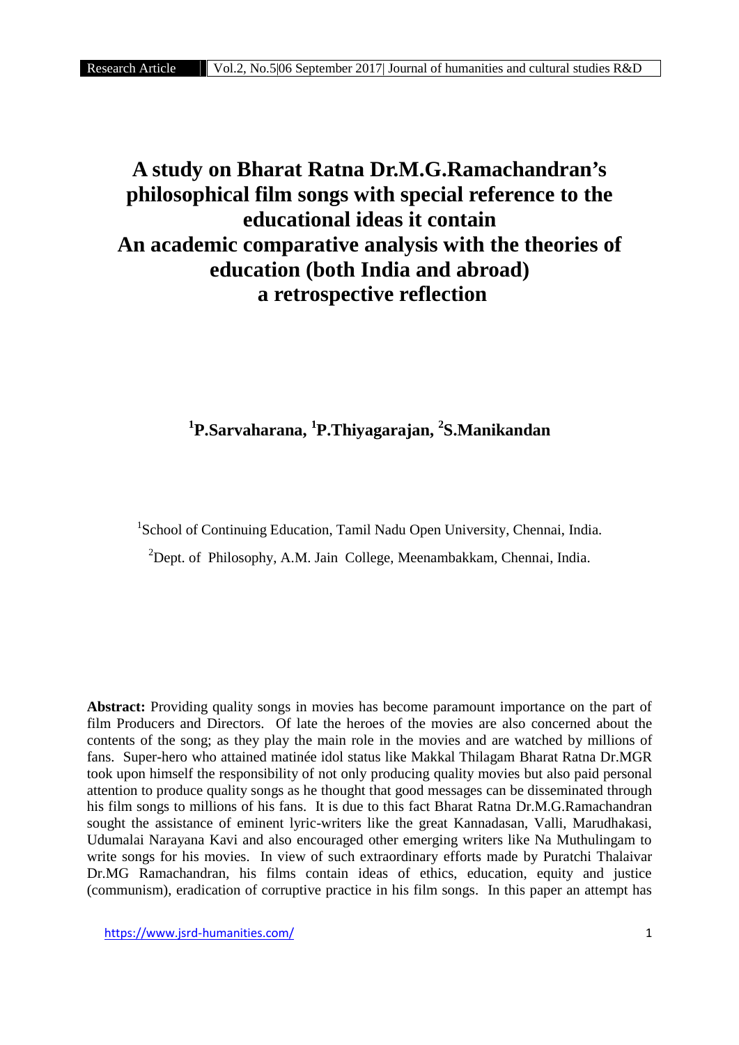# A study on Bharat Ratna Dr.M.G.Ramachandran's philosophical film songs with special reference to the educational ideas it contain
# An academic comparative analysis with the theories of education (both India and abroad) a retrospective reflection

**[1]P.Sarvaharana, [1]P.Thiyagarajan, [2]S.Manikandan**

[1]School of Continuing Education, Tamil Nadu Open University, Chennai, India.

[2]Dept. of Philosophy, A.M. Jain College, Meenambakkam, Chennai, India.

**Abstract:** Providing quality songs in movies has become paramount importance on the part of film Producers and Directors. Of late the heroes of the movies are also concerned about the contents of the song; as they play the main role in the movies and are watched by millions of fans. Super-hero who attained matinée idol status like Makkal Thilagam Bharat Ratna Dr.MGR took upon himself the responsibility of not only producing quality movies but also paid personal attention to produce quality songs as he thought that good messages can be disseminated through his film songs to millions of his fans. It is due to this fact Bharat Ratna Dr.M.G.Ramachandran sought the assistance of eminent lyric-writers like the great Kannadasan, Valli, Marudhakasi, Udumalai Narayana Kavi and also encouraged other emerging writers like Na Muthulingam to write songs for his movies. In view of such extraordinary efforts made by Puratchi Thalaivar Dr.MG Ramachandran, his films contain ideas of ethics, education, equity and justice (communism), eradication of corruptive practice in his film songs. In this paper an attempt has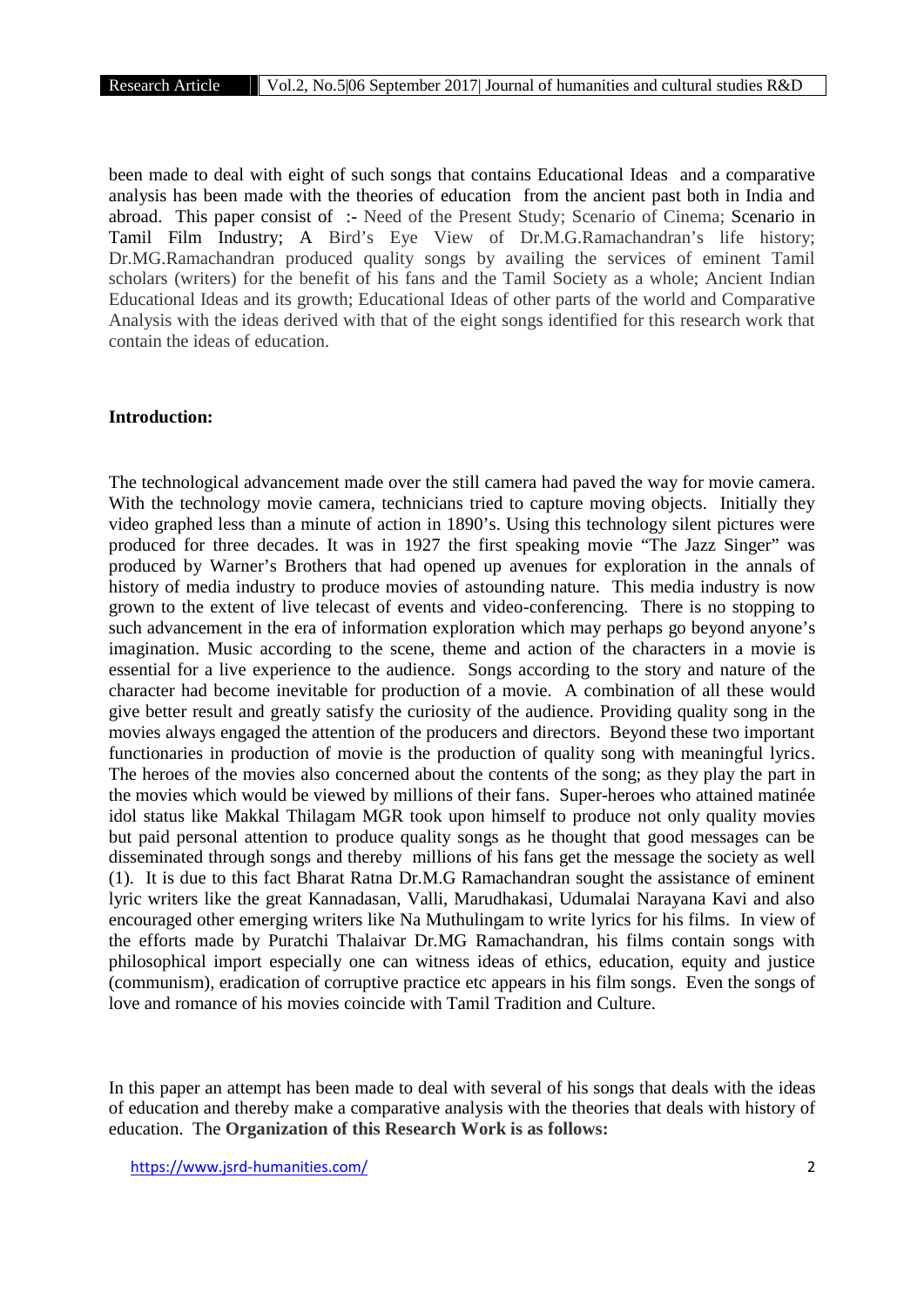been made to deal with eight of such songs that contains Educational Ideas and a comparative analysis has been made with the theories of education from the ancient past both in India and abroad. This paper consist of :- Need of the Present Study; Scenario of Cinema; Scenario in Tamil Film Industry; A Bird's Eye View of Dr.M.G.Ramachandran's life history; Dr.MG.Ramachandran produced quality songs by availing the services of eminent Tamil scholars (writers) for the benefit of his fans and the Tamil Society as a whole; Ancient Indian Educational Ideas and its growth; Educational Ideas of other parts of the world and Comparative Analysis with the ideas derived with that of the eight songs identified for this research work that contain the ideas of education.

**Introduction:**

The technological advancement made over the still camera had paved the way for movie camera. With the technology movie camera, technicians tried to capture moving objects. Initially they video graphed less than a minute of action in 1890's. Using this technology silent pictures were produced for three decades. It was in 1927 the first speaking movie "The Jazz Singer" was produced by Warner's Brothers that had opened up avenues for exploration in the annals of history of media industry to produce movies of astounding nature. This media industry is now grown to the extent of live telecast of events and video-conferencing. There is no stopping to such advancement in the era of information exploration which may perhaps go beyond anyone's imagination. Music according to the scene, theme and action of the characters in a movie is essential for a live experience to the audience. Songs according to the story and nature of the character had become inevitable for production of a movie. A combination of all these would give better result and greatly satisfy the curiosity of the audience. Providing quality song in the movies always engaged the attention of the producers and directors. Beyond these two important functionaries in production of movie is the production of quality song with meaningful lyrics. The heroes of the movies also concerned about the contents of the song; as they play the part in the movies which would be viewed by millions of their fans. Super-heroes who attained matinée idol status like Makkal Thilagam MGR took upon himself to produce not only quality movies but paid personal attention to produce quality songs as he thought that good messages can be disseminated through songs and thereby millions of his fans get the message the society as well (1). It is due to this fact Bharat Ratna Dr.M.G Ramachandran sought the assistance of eminent lyric writers like the great Kannadasan, Valli, Marudhakasi, Udumalai Narayana Kavi and also encouraged other emerging writers like Na Muthulingam to write lyrics for his films. In view of the efforts made by Puratchi Thalaivar Dr.MG Ramachandran, his films contain songs with philosophical import especially one can witness ideas of ethics, education, equity and justice (communism), eradication of corruptive practice etc appears in his film songs. Even the songs of love and romance of his movies coincide with Tamil Tradition and Culture.

In this paper an attempt has been made to deal with several of his songs that deals with the ideas of education and thereby make a comparative analysis with the theories that deals with history of education. The **Organization of this Research Work is as follows:**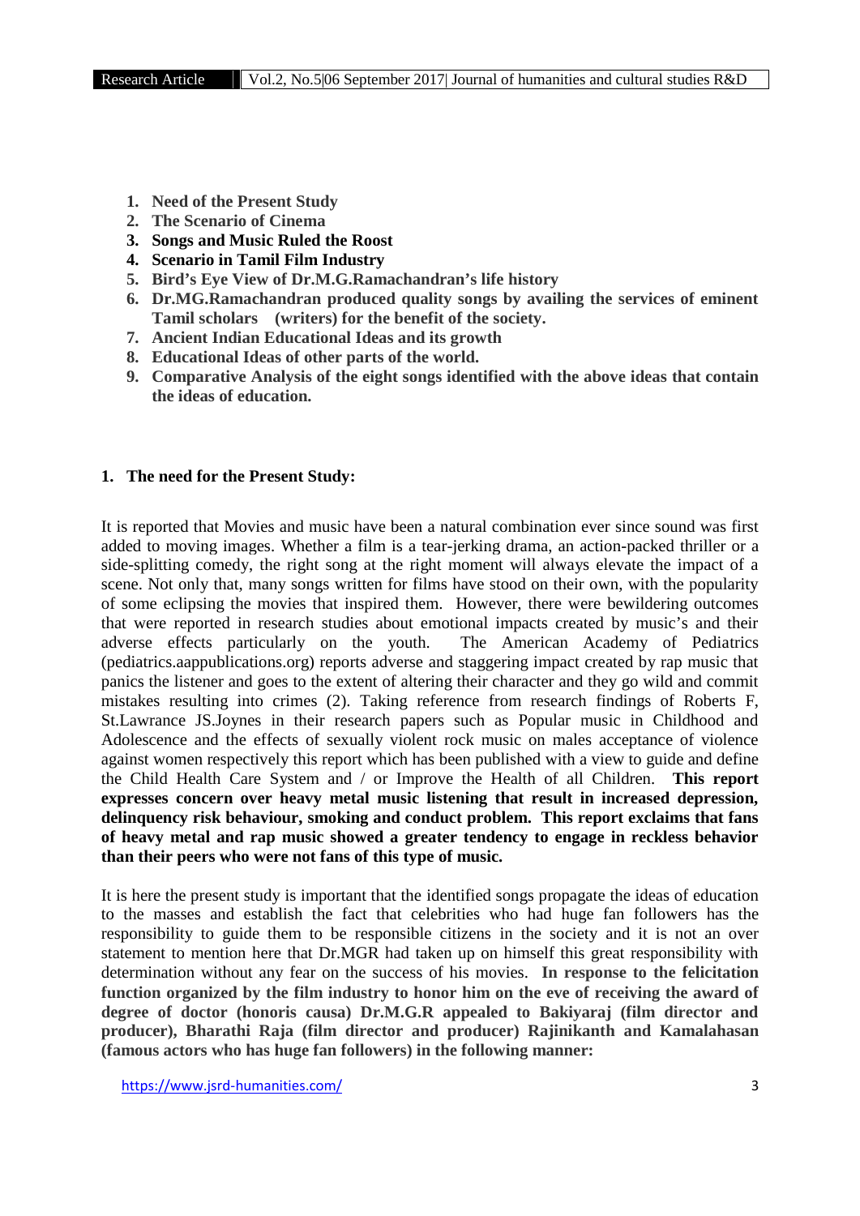1. **Need of the Present Study**
2. **The Scenario of Cinema**
3. **Songs and Music Ruled the Roost**
4. **Scenario in Tamil Film Industry**
5. **Bird's Eye View of Dr.M.G.Ramachandran's life history**
6. **Dr.MG.Ramachandran produced quality songs by availing the services of eminent Tamil scholars (writers) for the benefit of the society.**
7. **Ancient Indian Educational Ideas and its growth**
8. **Educational Ideas of other parts of the world.**
9. **Comparative Analysis of the eight songs identified with the above ideas that contain the ideas of education.**

## 1. The need for the Present Study:

It is reported that Movies and music have been a natural combination ever since sound was first added to moving images. Whether a film is a tear-jerking drama, an action-packed thriller or a side-splitting comedy, the right song at the right moment will always elevate the impact of a scene. Not only that, many songs written for films have stood on their own, with the popularity of some eclipsing the movies that inspired them. However, there were bewildering outcomes that were reported in research studies about emotional impacts created by music's and their adverse effects particularly on the youth. The American Academy of Pediatrics (pediatrics.aappublications.org) reports adverse and staggering impact created by rap music that panics the listener and goes to the extent of altering their character and they go wild and commit mistakes resulting into crimes (2). Taking reference from research findings of Roberts F, St.Lawrance JS.Joynes in their research papers such as Popular music in Childhood and Adolescence and the effects of sexually violent rock music on males acceptance of violence against women respectively this report which has been published with a view to guide and define the Child Health Care System and / or Improve the Health of all Children. **This report expresses concern over heavy metal music listening that result in increased depression, delinquency risk behaviour, smoking and conduct problem. This report exclaims that fans of heavy metal and rap music showed a greater tendency to engage in reckless behavior than their peers who were not fans of this type of music.**

It is here the present study is important that the identified songs propagate the ideas of education to the masses and establish the fact that celebrities who had huge fan followers has the responsibility to guide them to be responsible citizens in the society and it is not an over statement to mention here that Dr.MGR had taken up on himself this great responsibility with determination without any fear on the success of his movies. **In response to the felicitation function organized by the film industry to honor him on the eve of receiving the award of degree of doctor (honoris causa) Dr.M.G.R appealed to Bakiyaraj (film director and producer), Bharathi Raja (film director and producer) Rajinikanth and Kamalahasan (famous actors who has huge fan followers) in the following manner:**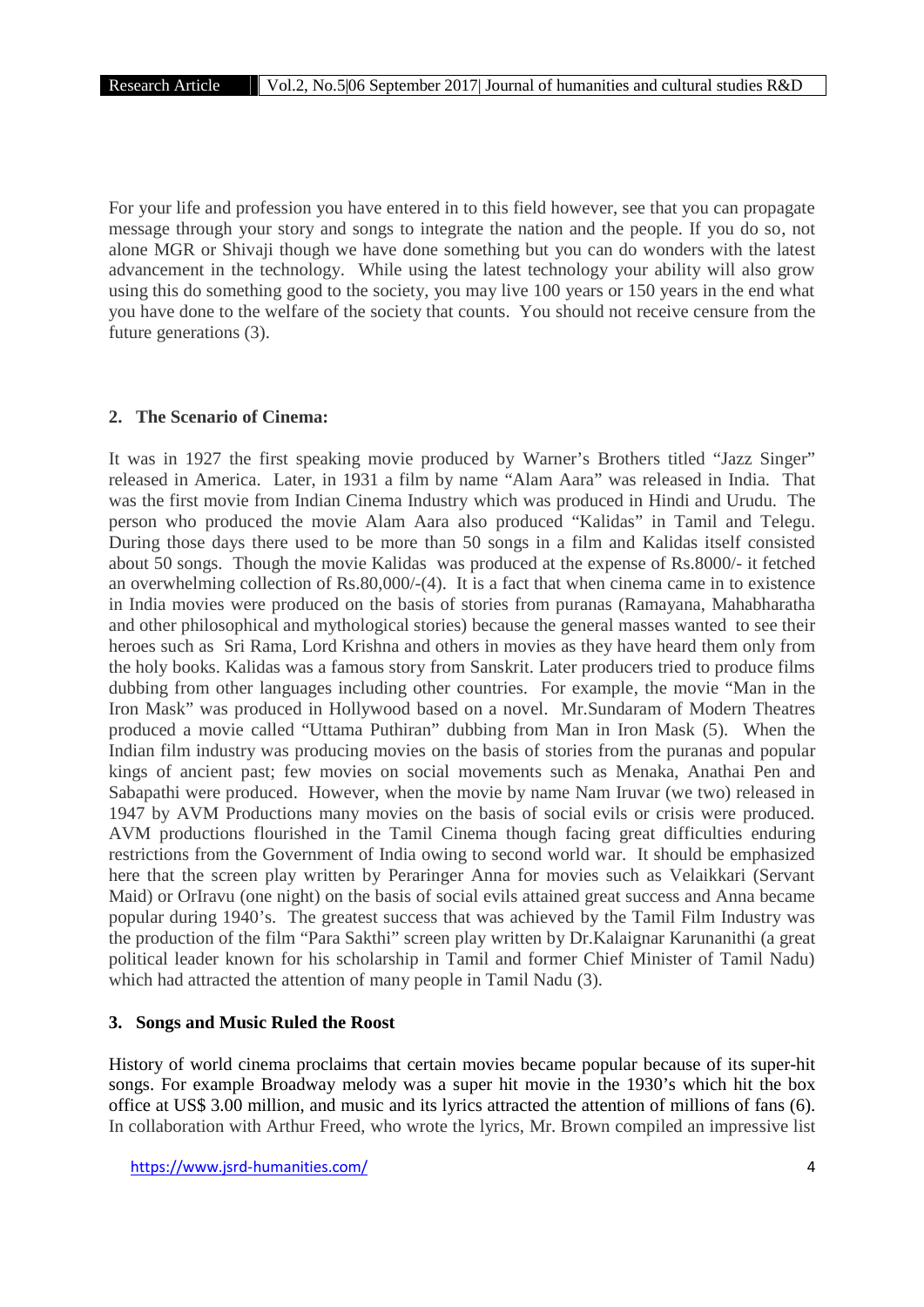For your life and profession you have entered in to this field however, see that you can propagate message through your story and songs to integrate the nation and the people. If you do so, not alone MGR or Shivaji though we have done something but you can do wonders with the latest advancement in the technology. While using the latest technology your ability will also grow using this do something good to the society, you may live 100 years or 150 years in the end what you have done to the welfare of the society that counts. You should not receive censure from the future generations (3).

## 2. The Scenario of Cinema:

It was in 1927 the first speaking movie produced by Warner's Brothers titled "Jazz Singer" released in America. Later, in 1931 a film by name "Alam Aara" was released in India. That was the first movie from Indian Cinema Industry which was produced in Hindi and Urudu. The person who produced the movie Alam Aara also produced "Kalidas" in Tamil and Telegu. During those days there used to be more than 50 songs in a film and Kalidas itself consisted about 50 songs. Though the movie Kalidas was produced at the expense of Rs.8000/- it fetched an overwhelming collection of Rs.80,000/-(4). It is a fact that when cinema came in to existence in India movies were produced on the basis of stories from puranas (Ramayana, Mahabharatha and other philosophical and mythological stories) because the general masses wanted to see their heroes such as Sri Rama, Lord Krishna and others in movies as they have heard them only from the holy books. Kalidas was a famous story from Sanskrit. Later producers tried to produce films dubbing from other languages including other countries. For example, the movie "Man in the Iron Mask" was produced in Hollywood based on a novel. Mr.Sundaram of Modern Theatres produced a movie called "Uttama Puthiran" dubbing from Man in Iron Mask (5). When the Indian film industry was producing movies on the basis of stories from the puranas and popular kings of ancient past; few movies on social movements such as Menaka, Anathai Pen and Sabapathi were produced. However, when the movie by name Nam Iruvar (we two) released in 1947 by AVM Productions many movies on the basis of social evils or crisis were produced. AVM productions flourished in the Tamil Cinema though facing great difficulties enduring restrictions from the Government of India owing to second world war. It should be emphasized here that the screen play written by Peraringer Anna for movies such as Velaikkari (Servant Maid) or OrIravu (one night) on the basis of social evils attained great success and Anna became popular during 1940's. The greatest success that was achieved by the Tamil Film Industry was the production of the film "Para Sakthi" screen play written by Dr.Kalaignar Karunanithi (a great political leader known for his scholarship in Tamil and former Chief Minister of Tamil Nadu) which had attracted the attention of many people in Tamil Nadu (3).

## 3. Songs and Music Ruled the Roost

History of world cinema proclaims that certain movies became popular because of its super-hit songs. For example Broadway melody was a super hit movie in the 1930's which hit the box office at US$ 3.00 million, and music and its lyrics attracted the attention of millions of fans (6). In collaboration with Arthur Freed, who wrote the lyrics, Mr. Brown compiled an impressive list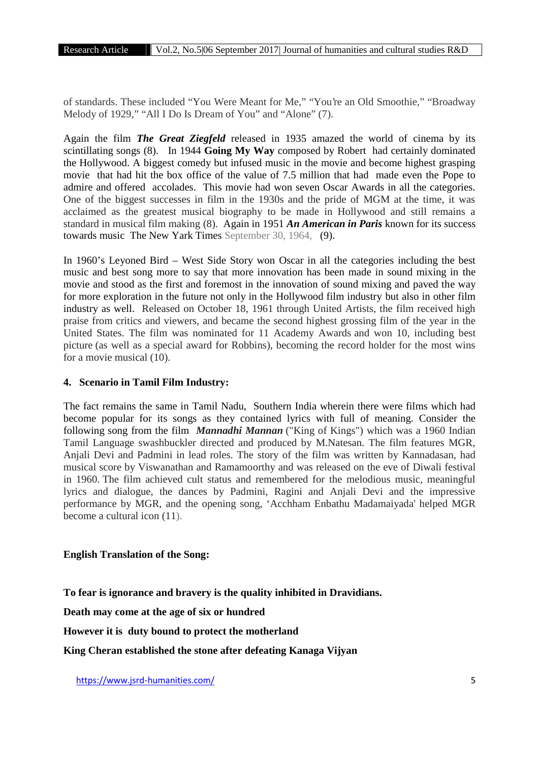of standards. These included "You Were Meant for Me," "You're an Old Smoothie," "Broadway Melody of 1929," "All I Do Is Dream of You" and "Alone" (7).

Again the film ***The Great Ziegfeld*** released in 1935 amazed the world of cinema by its scintillating songs (8). In 1944 **Going My Way** composed by Robert had certainly dominated the Hollywood. A biggest comedy but infused music in the movie and become highest grasping movie that had hit the box office of the value of 7.5 million that had made even the Pope to admire and offered accolades. This movie had won seven Oscar Awards in all the categories. One of the biggest successes in film in the 1930s and the pride of MGM at the time, it was acclaimed as the greatest musical biography to be made in Hollywood and still remains a standard in musical film making (8). Again in 1951 ***An American in Paris*** known for its success towards music The New Yark Times September 30, 1964, (9).

In 1960's Leyoned Bird – West Side Story won Oscar in all the categories including the best music and best song more to say that more innovation has been made in sound mixing in the movie and stood as the first and foremost in the innovation of sound mixing and paved the way for more exploration in the future not only in the Hollywood film industry but also in other film industry as well. Released on October 18, 1961 through United Artists, the film received high praise from critics and viewers, and became the second highest grossing film of the year in the United States. The film was nominated for 11 Academy Awards and won 10, including best picture (as well as a special award for Robbins), becoming the record holder for the most wins for a movie musical (10).

## 4. Scenario in Tamil Film Industry:

The fact remains the same in Tamil Nadu, Southern India wherein there were films which had become popular for its songs as they contained lyrics with full of meaning. Consider the following song from the film ***Mannadhi Mannan*** ("King of Kings") which was a 1960 Indian Tamil Language swashbuckler directed and produced by M.Natesan. The film features MGR, Anjali Devi and Padmini in lead roles. The story of the film was written by Kannadasan, had musical score by Viswanathan and Ramamoorthy and was released on the eve of Diwali festival in 1960. The film achieved cult status and remembered for the melodious music, meaningful lyrics and dialogue, the dances by Padmini, Ragini and Anjali Devi and the impressive performance by MGR, and the opening song, 'Acchham Enbathu Madamaiyada' helped MGR become a cultural icon (11).

**English Translation of the Song:**

**To fear is ignorance and bravery is the quality inhibited in Dravidians.**

**Death may come at the age of six or hundred**

**However it is duty bound to protect the motherland**

**King Cheran established the stone after defeating Kanaga Vijyan**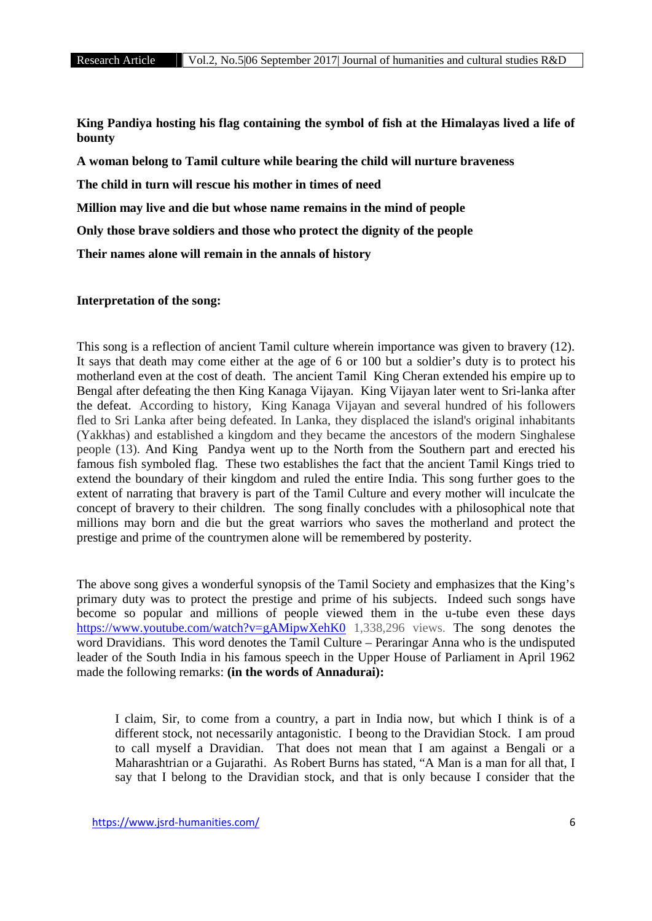**King Pandiya hosting his flag containing the symbol of fish at the Himalayas lived a life of bounty**

**A woman belong to Tamil culture while bearing the child will nurture braveness**

**The child in turn will rescue his mother in times of need**

**Million may live and die but whose name remains in the mind of people**

**Only those brave soldiers and those who protect the dignity of the people**

**Their names alone will remain in the annals of history**

**Interpretation of the song:**

This song is a reflection of ancient Tamil culture wherein importance was given to bravery (12). It says that death may come either at the age of 6 or 100 but a soldier's duty is to protect his motherland even at the cost of death. The ancient Tamil King Cheran extended his empire up to Bengal after defeating the then King Kanaga Vijayan. King Vijayan later went to Sri-lanka after the defeat. According to history, King Kanaga Vijayan and several hundred of his followers fled to Sri Lanka after being defeated. In Lanka, they displaced the island's original inhabitants (Yakkhas) and established a kingdom and they became the ancestors of the modern Singhalese people (13). And King Pandya went up to the North from the Southern part and erected his famous fish symboled flag. These two establishes the fact that the ancient Tamil Kings tried to extend the boundary of their kingdom and ruled the entire India. This song further goes to the extent of narrating that bravery is part of the Tamil Culture and every mother will inculcate the concept of bravery to their children. The song finally concludes with a philosophical note that millions may born and die but the great warriors who saves the motherland and protect the prestige and prime of the countrymen alone will be remembered by posterity.

The above song gives a wonderful synopsis of the Tamil Society and emphasizes that the King's primary duty was to protect the prestige and prime of his subjects. Indeed such songs have become so popular and millions of people viewed them in the u-tube even these days https://www.youtube.com/watch?v=gAMipwXehK0 1,338,296 views. The song denotes the word Dravidians. This word denotes the Tamil Culture – Peraringar Anna who is the undisputed leader of the South India in his famous speech in the Upper House of Parliament in April 1962 made the following remarks: **(in the words of Annadurai):**

> I claim, Sir, to come from a country, a part in India now, but which I think is of a different stock, not necessarily antagonistic. I beong to the Dravidian Stock. I am proud to call myself a Dravidian. That does not mean that I am against a Bengali or a Maharashtrian or a Gujarathi. As Robert Burns has stated, "A Man is a man for all that, I say that I belong to the Dravidian stock, and that is only because I consider that the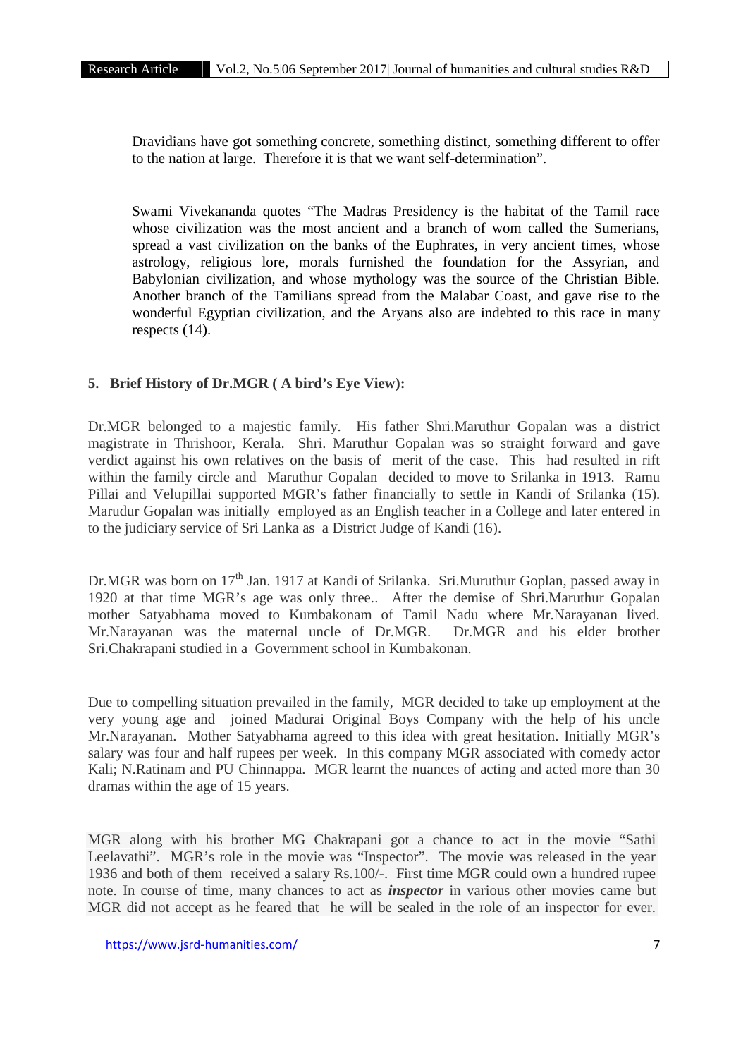Dravidians have got something concrete, something distinct, something different to offer to the nation at large. Therefore it is that we want self-determination".

Swami Vivekananda quotes "The Madras Presidency is the habitat of the Tamil race whose civilization was the most ancient and a branch of wom called the Sumerians, spread a vast civilization on the banks of the Euphrates, in very ancient times, whose astrology, religious lore, morals furnished the foundation for the Assyrian, and Babylonian civilization, and whose mythology was the source of the Christian Bible. Another branch of the Tamilians spread from the Malabar Coast, and gave rise to the wonderful Egyptian civilization, and the Aryans also are indebted to this race in many respects (14).

## 5. Brief History of Dr.MGR ( A bird's Eye View):

Dr.MGR belonged to a majestic family. His father Shri.Maruthur Gopalan was a district magistrate in Thrishoor, Kerala. Shri. Maruthur Gopalan was so straight forward and gave verdict against his own relatives on the basis of merit of the case. This had resulted in rift within the family circle and Maruthur Gopalan decided to move to Srilanka in 1913. Ramu Pillai and Velupillai supported MGR's father financially to settle in Kandi of Srilanka (15). Marudur Gopalan was initially employed as an English teacher in a College and later entered in to the judiciary service of Sri Lanka as a District Judge of Kandi (16).

Dr.MGR was born on 17th Jan. 1917 at Kandi of Srilanka. Sri.Muruthur Goplan, passed away in 1920 at that time MGR's age was only three.. After the demise of Shri.Maruthur Gopalan mother Satyabhama moved to Kumbakonam of Tamil Nadu where Mr.Narayanan lived. Mr.Narayanan was the maternal uncle of Dr.MGR. Dr.MGR and his elder brother Sri.Chakrapani studied in a Government school in Kumbakonan.

Due to compelling situation prevailed in the family, MGR decided to take up employment at the very young age and joined Madurai Original Boys Company with the help of his uncle Mr.Narayanan. Mother Satyabhama agreed to this idea with great hesitation. Initially MGR's salary was four and half rupees per week. In this company MGR associated with comedy actor Kali; N.Ratinam and PU Chinnappa. MGR learnt the nuances of acting and acted more than 30 dramas within the age of 15 years.

MGR along with his brother MG Chakrapani got a chance to act in the movie "Sathi Leelavathi". MGR's role in the movie was "Inspector". The movie was released in the year 1936 and both of them received a salary Rs.100/-. First time MGR could own a hundred rupee note. In course of time, many chances to act as ***inspector*** in various other movies came but MGR did not accept as he feared that he will be sealed in the role of an inspector for ever.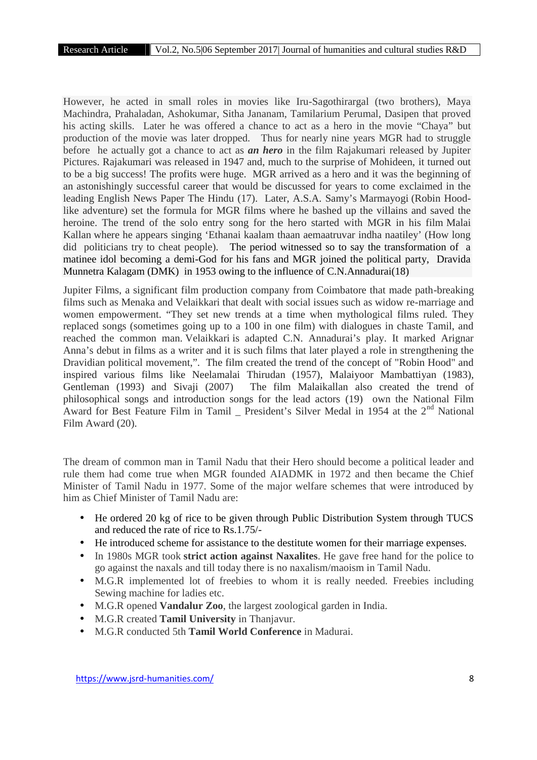However, he acted in small roles in movies like Iru-Sagothirargal (two brothers), Maya Machindra, Prahaladan, Ashokumar, Sitha Jananam, Tamilarium Perumal, Dasipen that proved his acting skills. Later he was offered a chance to act as a hero in the movie "Chaya" but production of the movie was later dropped. Thus for nearly nine years MGR had to struggle before he actually got a chance to act as ***an hero*** in the film Rajakumari released by Jupiter Pictures. Rajakumari was released in 1947 and, much to the surprise of Mohideen, it turned out to be a big success! The profits were huge. MGR arrived as a hero and it was the beginning of an astonishingly successful career that would be discussed for years to come exclaimed in the leading English News Paper The Hindu (17). Later, A.S.A. Samy's Marmayogi (Robin Hood-like adventure) set the formula for MGR films where he bashed up the villains and saved the heroine. The trend of the solo entry song for the hero started with MGR in his film Malai Kallan where he appears singing 'Ethanai kaalam thaan aemaatruvar indha naatiley' (How long did politicians try to cheat people). The period witnessed so to say the transformation of a matinee idol becoming a demi-God for his fans and MGR joined the political party, Dravida Munnetra Kalagam (DMK) in 1953 owing to the influence of C.N.Annadurai(18)

Jupiter Films, a significant film production company from Coimbatore that made path-breaking films such as Menaka and Velaikkari that dealt with social issues such as widow re-marriage and women empowerment. "They set new trends at a time when mythological films ruled. They replaced songs (sometimes going up to a 100 in one film) with dialogues in chaste Tamil, and reached the common man. Velaikkari is adapted C.N. Annadurai's play. It marked Arignar Anna's debut in films as a writer and it is such films that later played a role in strengthening the Dravidian political movement,". The film created the trend of the concept of "Robin Hood" and inspired various films like Neelamalai Thirudan (1957), Malaiyoor Mambattiyan (1983), Gentleman (1993) and Sivaji (2007) The film Malaikallan also created the trend of philosophical songs and introduction songs for the lead actors (19) own the National Film Award for Best Feature Film in Tamil _ President's Silver Medal in 1954 at the 2nd National Film Award (20).

The dream of common man in Tamil Nadu that their Hero should become a political leader and rule them had come true when MGR founded AIADMK in 1972 and then became the Chief Minister of Tamil Nadu in 1977. Some of the major welfare schemes that were introduced by him as Chief Minister of Tamil Nadu are:

- He ordered 20 kg of rice to be given through Public Distribution System through TUCS and reduced the rate of rice to Rs.1.75/-
- He introduced scheme for assistance to the destitute women for their marriage expenses.
- In 1980s MGR took **strict action against Naxalites**. He gave free hand for the police to go against the naxals and till today there is no naxalism/maoism in Tamil Nadu.
- M.G.R implemented lot of freebies to whom it is really needed. Freebies including Sewing machine for ladies etc.
- M.G.R opened **Vandalur Zoo**, the largest zoological garden in India.
- M.G.R created **Tamil University** in Thanjavur.
- M.G.R conducted 5th **Tamil World Conference** in Madurai.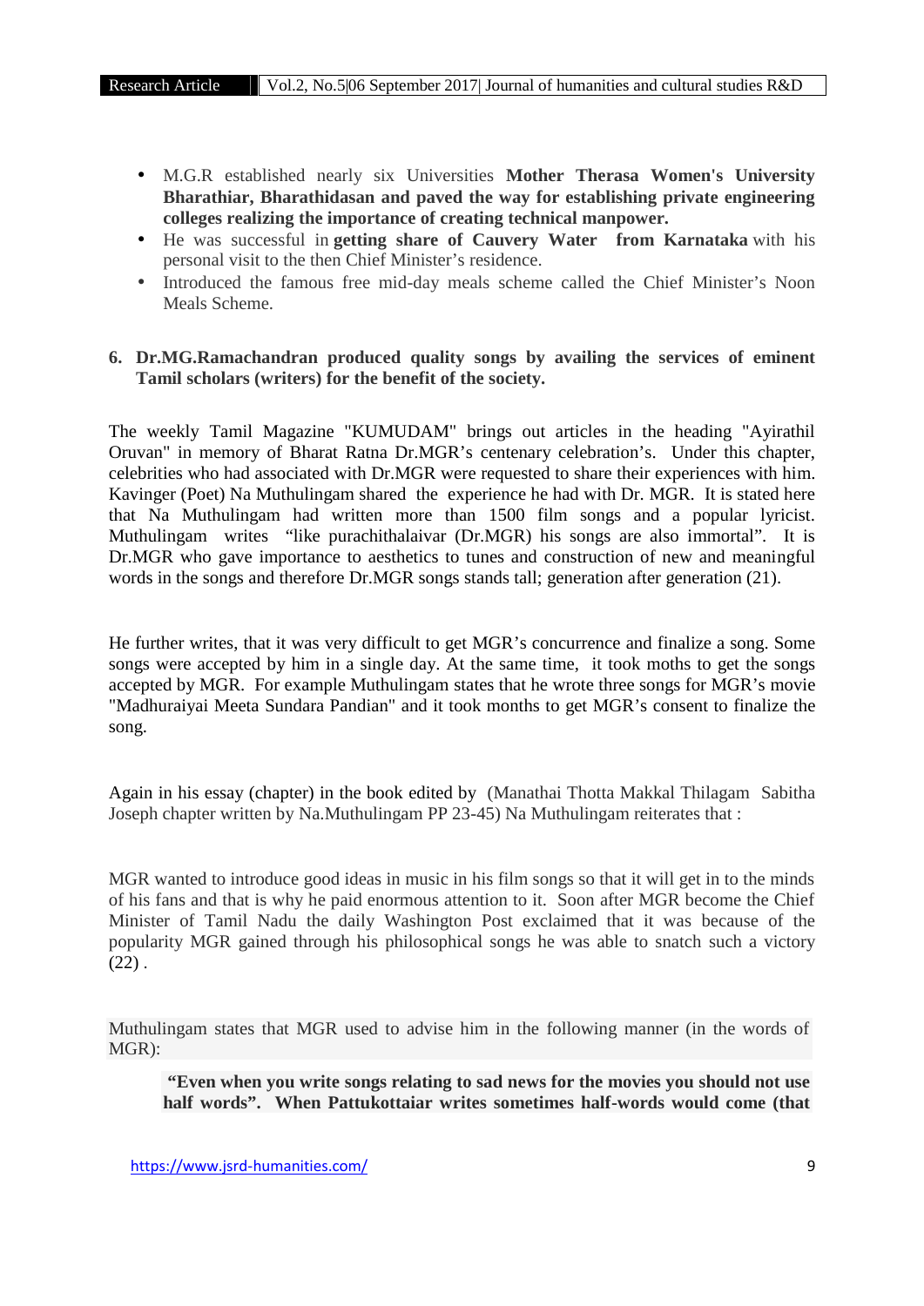- M.G.R established nearly six Universities **Mother Therasa Women's University Bharathiar, Bharathidasan and paved the way for establishing private engineering colleges realizing the importance of creating technical manpower.**
- He was successful in **getting share of Cauvery Water from Karnataka** with his personal visit to the then Chief Minister's residence.
- Introduced the famous free mid-day meals scheme called the Chief Minister's Noon Meals Scheme.

## 6. Dr.MG.Ramachandran produced quality songs by availing the services of eminent Tamil scholars (writers) for the benefit of the society.

The weekly Tamil Magazine "KUMUDAM" brings out articles in the heading "Ayirathil Oruvan" in memory of Bharat Ratna Dr.MGR's centenary celebration's. Under this chapter, celebrities who had associated with Dr.MGR were requested to share their experiences with him. Kavinger (Poet) Na Muthulingam shared the experience he had with Dr. MGR. It is stated here that Na Muthulingam had written more than 1500 film songs and a popular lyricist. Muthulingam writes "like purachithalaivar (Dr.MGR) his songs are also immortal". It is Dr.MGR who gave importance to aesthetics to tunes and construction of new and meaningful words in the songs and therefore Dr.MGR songs stands tall; generation after generation (21).

He further writes, that it was very difficult to get MGR's concurrence and finalize a song. Some songs were accepted by him in a single day. At the same time, it took moths to get the songs accepted by MGR. For example Muthulingam states that he wrote three songs for MGR's movie "Madhuraiyai Meeta Sundara Pandian" and it took months to get MGR's consent to finalize the song.

Again in his essay (chapter) in the book edited by (Manathai Thotta Makkal Thilagam Sabitha Joseph chapter written by Na.Muthulingam PP 23-45) Na Muthulingam reiterates that :

MGR wanted to introduce good ideas in music in his film songs so that it will get in to the minds of his fans and that is why he paid enormous attention to it. Soon after MGR become the Chief Minister of Tamil Nadu the daily Washington Post exclaimed that it was because of the popularity MGR gained through his philosophical songs he was able to snatch such a victory (22) .

Muthulingam states that MGR used to advise him in the following manner (in the words of MGR):

> **"Even when you write songs relating to sad news for the movies you should not use half words". When Pattukottaiar writes sometimes half-words would come (that**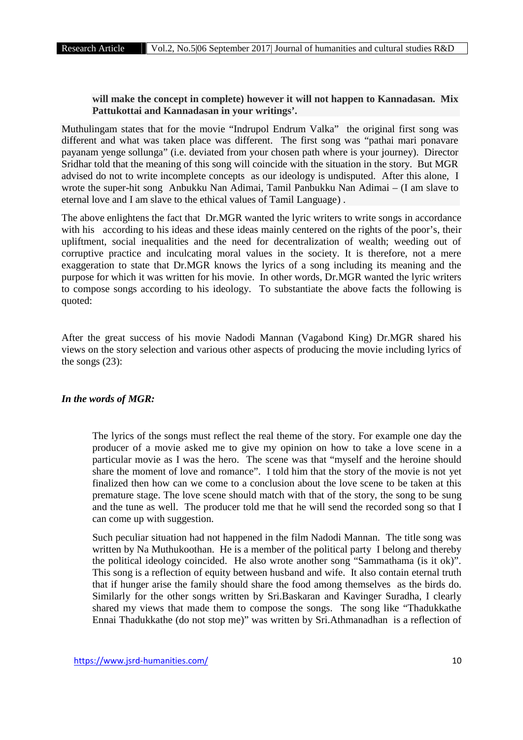> **will make the concept in complete) however it will not happen to Kannadasan. Mix Pattukottai and Kannadasan in your writings'.**

Muthulingam states that for the movie "Indrupol Endrum Valka" the original first song was different and what was taken place was different. The first song was "pathai mari ponavare payanam yenge sollunga" (i.e. deviated from your chosen path where is your journey). Director Sridhar told that the meaning of this song will coincide with the situation in the story. But MGR advised do not to write incomplete concepts as our ideology is undisputed. After this alone, I wrote the super-hit song Anbukku Nan Adimai, Tamil Panbukku Nan Adimai – (I am slave to eternal love and I am slave to the ethical values of Tamil Language) .

The above enlightens the fact that Dr.MGR wanted the lyric writers to write songs in accordance with his according to his ideas and these ideas mainly centered on the rights of the poor's, their upliftment, social inequalities and the need for decentralization of wealth; weeding out of corruptive practice and inculcating moral values in the society. It is therefore, not a mere exaggeration to state that Dr.MGR knows the lyrics of a song including its meaning and the purpose for which it was written for his movie. In other words, Dr.MGR wanted the lyric writers to compose songs according to his ideology. To substantiate the above facts the following is quoted:

After the great success of his movie Nadodi Mannan (Vagabond King) Dr.MGR shared his views on the story selection and various other aspects of producing the movie including lyrics of the songs (23):

***In the words of MGR:***

> The lyrics of the songs must reflect the real theme of the story. For example one day the producer of a movie asked me to give my opinion on how to take a love scene in a particular movie as I was the hero. The scene was that "myself and the heroine should share the moment of love and romance". I told him that the story of the movie is not yet finalized then how can we come to a conclusion about the love scene to be taken at this premature stage. The love scene should match with that of the story, the song to be sung and the tune as well. The producer told me that he will send the recorded song so that I can come up with suggestion.
>
> Such peculiar situation had not happened in the film Nadodi Mannan. The title song was written by Na Muthukoothan. He is a member of the political party I belong and thereby the political ideology coincided. He also wrote another song "Sammathama (is it ok)". This song is a reflection of equity between husband and wife. It also contain eternal truth that if hunger arise the family should share the food among themselves as the birds do. Similarly for the other songs written by Sri.Baskaran and Kavinger Suradha, I clearly shared my views that made them to compose the songs. The song like "Thadukkathe Ennai Thadukkathe (do not stop me)" was written by Sri.Athmanadhan is a reflection of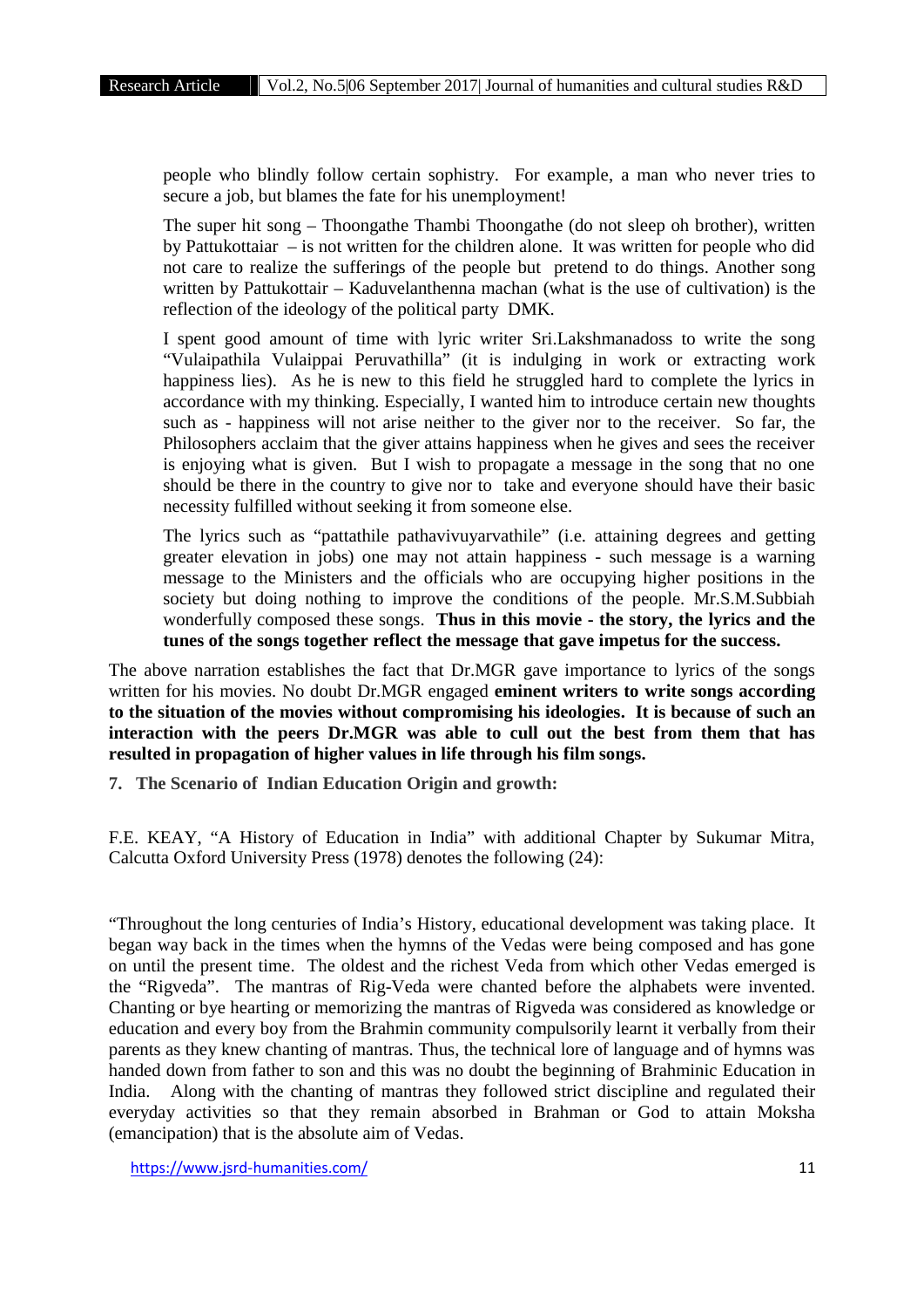people who blindly follow certain sophistry. For example, a man who never tries to secure a job, but blames the fate for his unemployment!

The super hit song – Thoongathe Thambi Thoongathe (do not sleep oh brother), written by Pattukottaiar – is not written for the children alone. It was written for people who did not care to realize the sufferings of the people but pretend to do things. Another song written by Pattukottair – Kaduvelanthenna machan (what is the use of cultivation) is the reflection of the ideology of the political party DMK.

I spent good amount of time with lyric writer Sri.Lakshmanadoss to write the song "Vulaipathila Vulaippai Peruvathilla" (it is indulging in work or extracting work happiness lies). As he is new to this field he struggled hard to complete the lyrics in accordance with my thinking. Especially, I wanted him to introduce certain new thoughts such as - happiness will not arise neither to the giver nor to the receiver. So far, the Philosophers acclaim that the giver attains happiness when he gives and sees the receiver is enjoying what is given. But I wish to propagate a message in the song that no one should be there in the country to give nor to take and everyone should have their basic necessity fulfilled without seeking it from someone else.

The lyrics such as "pattathile pathavivuyarvathile" (i.e. attaining degrees and getting greater elevation in jobs) one may not attain happiness - such message is a warning message to the Ministers and the officials who are occupying higher positions in the society but doing nothing to improve the conditions of the people. Mr.S.M.Subbiah wonderfully composed these songs. **Thus in this movie - the story, the lyrics and the tunes of the songs together reflect the message that gave impetus for the success.**

The above narration establishes the fact that Dr.MGR gave importance to lyrics of the songs written for his movies. No doubt Dr.MGR engaged **eminent writers to write songs according to the situation of the movies without compromising his ideologies. It is because of such an interaction with the peers Dr.MGR was able to cull out the best from them that has resulted in propagation of higher values in life through his film songs.**

## 7. The Scenario of Indian Education Origin and growth:

F.E. KEAY, "A History of Education in India" with additional Chapter by Sukumar Mitra, Calcutta Oxford University Press (1978) denotes the following (24):

"Throughout the long centuries of India's History, educational development was taking place. It began way back in the times when the hymns of the Vedas were being composed and has gone on until the present time. The oldest and the richest Veda from which other Vedas emerged is the "Rigveda". The mantras of Rig-Veda were chanted before the alphabets were invented. Chanting or bye hearting or memorizing the mantras of Rigveda was considered as knowledge or education and every boy from the Brahmin community compulsorily learnt it verbally from their parents as they knew chanting of mantras. Thus, the technical lore of language and of hymns was handed down from father to son and this was no doubt the beginning of Brahminic Education in India. Along with the chanting of mantras they followed strict discipline and regulated their everyday activities so that they remain absorbed in Brahman or God to attain Moksha (emancipation) that is the absolute aim of Vedas.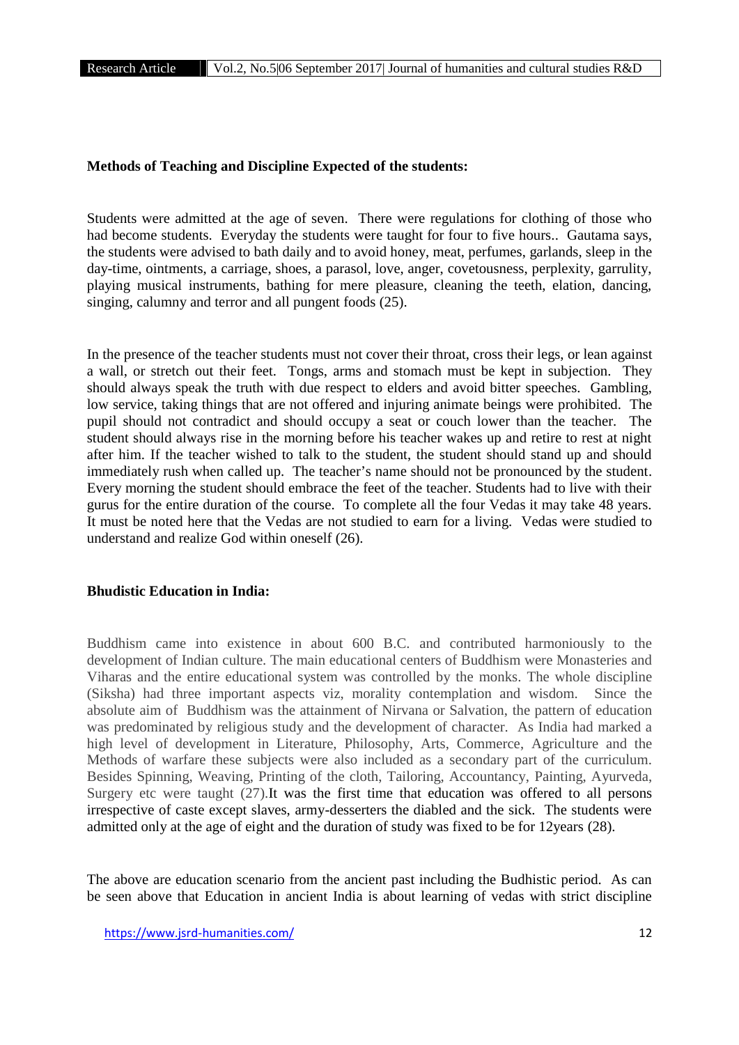**Methods of Teaching and Discipline Expected of the students:**

Students were admitted at the age of seven. There were regulations for clothing of those who had become students. Everyday the students were taught for four to five hours.. Gautama says, the students were advised to bath daily and to avoid honey, meat, perfumes, garlands, sleep in the day-time, ointments, a carriage, shoes, a parasol, love, anger, covetousness, perplexity, garrulity, playing musical instruments, bathing for mere pleasure, cleaning the teeth, elation, dancing, singing, calumny and terror and all pungent foods (25).

In the presence of the teacher students must not cover their throat, cross their legs, or lean against a wall, or stretch out their feet. Tongs, arms and stomach must be kept in subjection. They should always speak the truth with due respect to elders and avoid bitter speeches. Gambling, low service, taking things that are not offered and injuring animate beings were prohibited. The pupil should not contradict and should occupy a seat or couch lower than the teacher. The student should always rise in the morning before his teacher wakes up and retire to rest at night after him. If the teacher wished to talk to the student, the student should stand up and should immediately rush when called up. The teacher's name should not be pronounced by the student. Every morning the student should embrace the feet of the teacher. Students had to live with their gurus for the entire duration of the course. To complete all the four Vedas it may take 48 years. It must be noted here that the Vedas are not studied to earn for a living. Vedas were studied to understand and realize God within oneself (26).

**Bhudistic Education in India:**

Buddhism came into existence in about 600 B.C. and contributed harmoniously to the development of Indian culture. The main educational centers of Buddhism were Monasteries and Viharas and the entire educational system was controlled by the monks. The whole discipline (Siksha) had three important aspects viz, morality contemplation and wisdom. Since the absolute aim of Buddhism was the attainment of Nirvana or Salvation, the pattern of education was predominated by religious study and the development of character. As India had marked a high level of development in Literature, Philosophy, Arts, Commerce, Agriculture and the Methods of warfare these subjects were also included as a secondary part of the curriculum. Besides Spinning, Weaving, Printing of the cloth, Tailoring, Accountancy, Painting, Ayurveda, Surgery etc were taught (27).It was the first time that education was offered to all persons irrespective of caste except slaves, army-desserters the diabled and the sick. The students were admitted only at the age of eight and the duration of study was fixed to be for 12years (28).

The above are education scenario from the ancient past including the Budhistic period. As can be seen above that Education in ancient India is about learning of vedas with strict discipline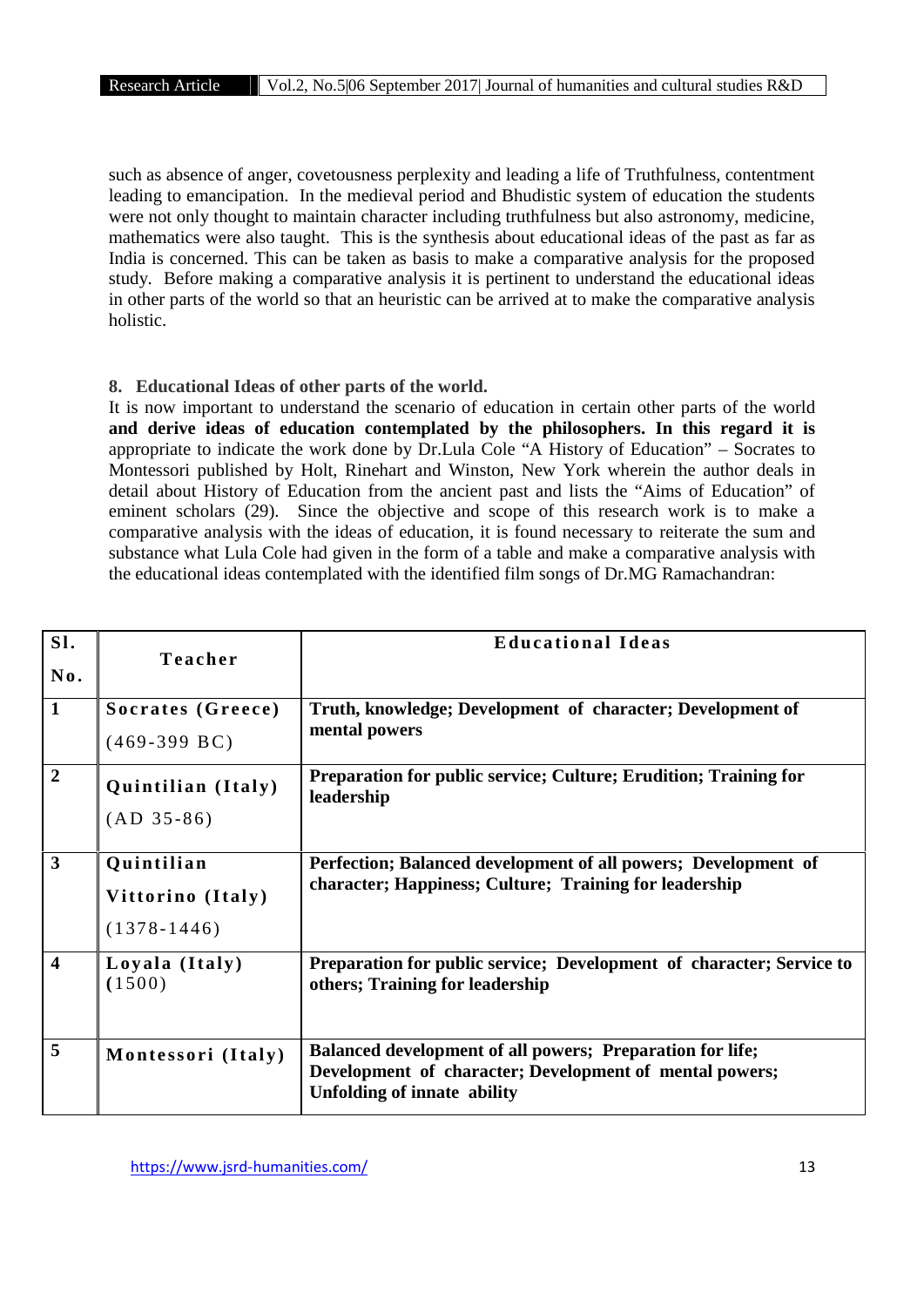such as absence of anger, covetousness perplexity and leading a life of Truthfulness, contentment leading to emancipation. In the medieval period and Bhudistic system of education the students were not only thought to maintain character including truthfulness but also astronomy, medicine, mathematics were also taught. This is the synthesis about educational ideas of the past as far as India is concerned. This can be taken as basis to make a comparative analysis for the proposed study. Before making a comparative analysis it is pertinent to understand the educational ideas in other parts of the world so that an heuristic can be arrived at to make the comparative analysis holistic.

**8. Educational Ideas of other parts of the world.**

It is now important to understand the scenario of education in certain other parts of the world **and derive ideas of education contemplated by the philosophers. In this regard it is** appropriate to indicate the work done by Dr.Lula Cole "A History of Education" – Socrates to Montessori published by Holt, Rinehart and Winston, New York wherein the author deals in detail about History of Education from the ancient past and lists the "Aims of Education" of eminent scholars (29). Since the objective and scope of this research work is to make a comparative analysis with the ideas of education, it is found necessary to reiterate the sum and substance what Lula Cole had given in the form of a table and make a comparative analysis with the educational ideas contemplated with the identified film songs of Dr.MG Ramachandran:

| Sl. No. | Teacher | Educational Ideas |
|---|---|---|
| 1 | **Socrates (Greece)** (469-399 BC) | **Truth, knowledge; Development of character; Development of mental powers** |
| 2 | **Quintilian (Italy)** (AD 35-86) | **Preparation for public service; Culture; Erudition; Training for leadership** |
| 3 | **Quintilian Vittorino (Italy)** (1378-1446) | **Perfection; Balanced development of all powers; Development of character; Happiness; Culture; Training for leadership** |
| 4 | **Loyala (Italy)** (1500) | **Preparation for public service; Development of character; Service to others; Training for leadership** |
| 5 | **Montessori (Italy)** | **Balanced development of all powers; Preparation for life; Development of character; Development of mental powers; Unfolding of innate ability** |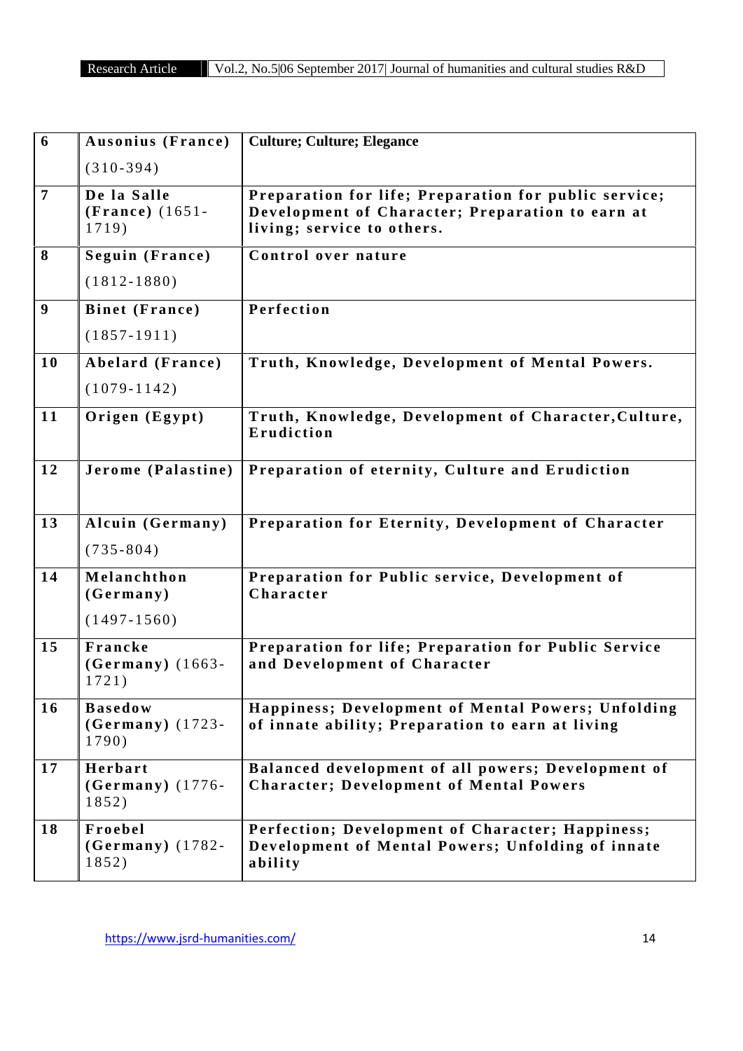| 6 | Ausonius (France) (310-394) | Culture; Culture; Elegance |
|---|---|---|
| 7 | De la Salle (France) (1651-1719) | Preparation for life; Preparation for public service; Development of Character; Preparation to earn at living; service to others. |
| 8 | Seguin (France) (1812-1880) | Control over nature |
| 9 | Binet (France) (1857-1911) | Perfection |
| 10 | Abelard (France) (1079-1142) | Truth, Knowledge, Development of Mental Powers. |
| 11 | Origen (Egypt) | Truth, Knowledge, Development of Character,Culture, Erudiction |
| 12 | Jerome (Palastine) | Preparation of eternity, Culture and Erudiction |
| 13 | Alcuin (Germany) (735-804) | Preparation for Eternity, Development of Character |
| 14 | Melanchthon (Germany) (1497-1560) | Preparation for Public service, Development of Character |
| 15 | Francke (Germany) (1663-1721) | Preparation for life; Preparation for Public Service and Development of Character |
| 16 | Basedow (Germany) (1723-1790) | Happiness; Development of Mental Powers; Unfolding of innate ability; Preparation to earn at living |
| 17 | Herbart (Germany) (1776-1852) | Balanced development of all powers; Development of Character; Development of Mental Powers |
| 18 | Froebel (Germany) (1782-1852) | Perfection; Development of Character; Happiness; Development of Mental Powers; Unfolding of innate ability |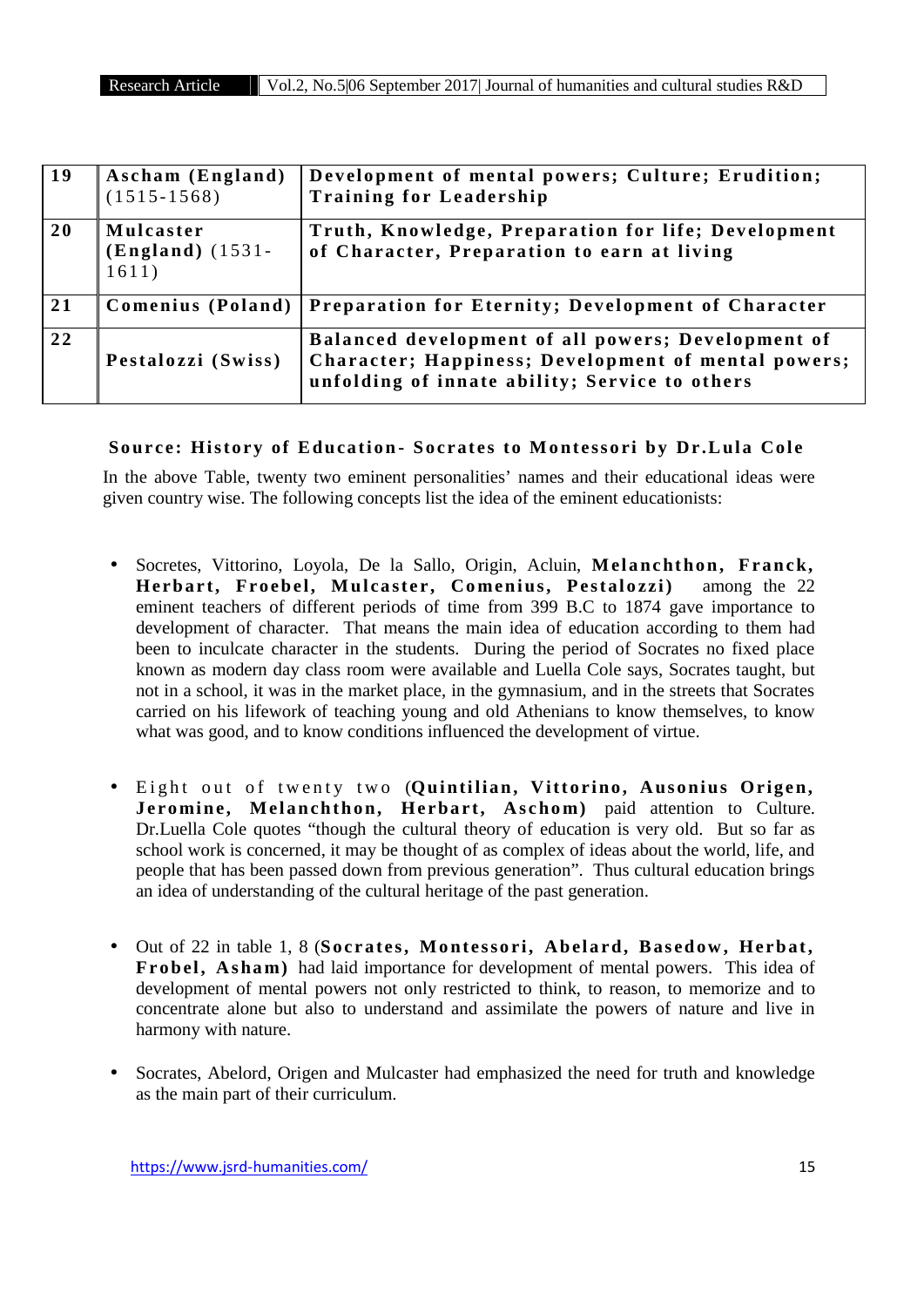| | | |
|---|---|---|
| **19** | **Ascham (England)** (1515-1568) | **Development of mental powers; Culture; Erudition; Training for Leadership** |
| **20** | **Mulcaster (England)** (1531-1611) | **Truth, Knowledge, Preparation for life; Development of Character, Preparation to earn at living** |
| **21** | **Comenius (Poland)** | **Preparation for Eternity; Development of Character** |
| **22** | **Pestalozzi (Swiss)** | **Balanced development of all powers; Development of Character; Happiness; Development of mental powers; unfolding of innate ability; Service to others** |

**Source: History of Education- Socrates to Montessori by Dr.Lula Cole**

In the above Table, twenty two eminent personalities' names and their educational ideas were given country wise. The following concepts list the idea of the eminent educationists:

- Socretes, Vittorino, Loyola, De la Sallo, Origin, Acluin, **Melanchthon, Franck, Herbart, Froebel, Mulcaster, Comenius, Pestalozzi)** among the 22 eminent teachers of different periods of time from 399 B.C to 1874 gave importance to development of character. That means the main idea of education according to them had been to inculcate character in the students. During the period of Socrates no fixed place known as modern day class room were available and Luella Cole says, Socrates taught, but not in a school, it was in the market place, in the gymnasium, and in the streets that Socrates carried on his lifework of teaching young and old Athenians to know themselves, to know what was good, and to know conditions influenced the development of virtue.

- Eight out of twenty two (**Quintilian, Vittorino, Ausonius Origen, Jeromine, Melanchthon, Herbart, Aschom)** paid attention to Culture. Dr.Luella Cole quotes "though the cultural theory of education is very old. But so far as school work is concerned, it may be thought of as complex of ideas about the world, life, and people that has been passed down from previous generation". Thus cultural education brings an idea of understanding of the cultural heritage of the past generation.

- Out of 22 in table 1, 8 (**Socrates, Montessori, Abelard, Basedow, Herbat, Frobel, Asham)** had laid importance for development of mental powers. This idea of development of mental powers not only restricted to think, to reason, to memorize and to concentrate alone but also to understand and assimilate the powers of nature and live in harmony with nature.

- Socrates, Abelord, Origen and Mulcaster had emphasized the need for truth and knowledge as the main part of their curriculum.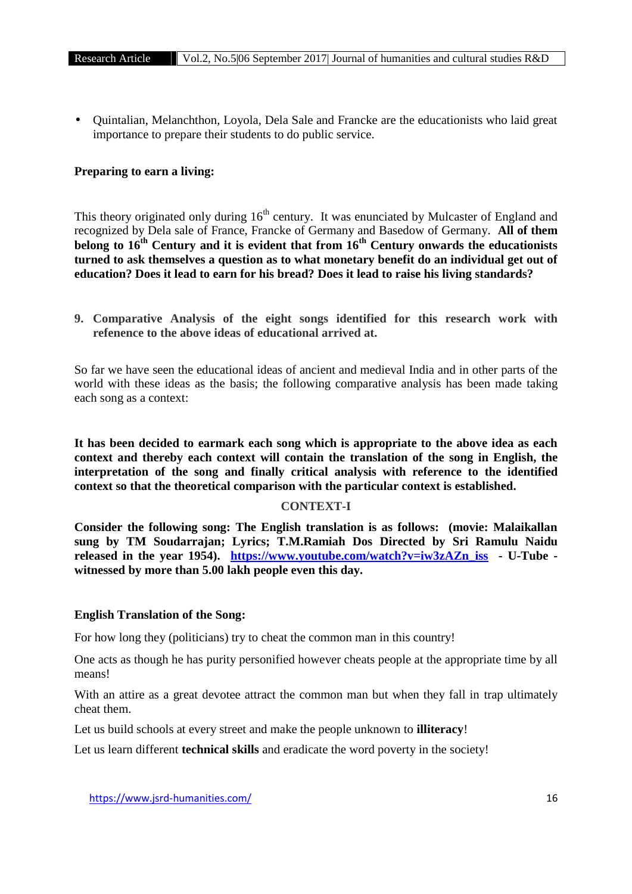- Quintalian, Melanchthon, Loyola, Dela Sale and Francke are the educationists who laid great importance to prepare their students to do public service.

**Preparing to earn a living:**

This theory originated only during 16th century. It was enunciated by Mulcaster of England and recognized by Dela sale of France, Francke of Germany and Basedow of Germany. **All of them belong to 16th Century and it is evident that from 16th Century onwards the educationists turned to ask themselves a question as to what monetary benefit do an individual get out of education? Does it lead to earn for his bread? Does it lead to raise his living standards?**

**9. Comparative Analysis of the eight songs identified for this research work with refenence to the above ideas of educational arrived at.**

So far we have seen the educational ideas of ancient and medieval India and in other parts of the world with these ideas as the basis; the following comparative analysis has been made taking each song as a context:

**It has been decided to earmark each song which is appropriate to the above idea as each context and thereby each context will contain the translation of the song in English, the interpretation of the song and finally critical analysis with reference to the identified context so that the theoretical comparison with the particular context is established.**

**CONTEXT-I**

**Consider the following song: The English translation is as follows: (movie: Malaikallan sung by TM Soudarrajan; Lyrics; T.M.Ramiah Dos Directed by Sri Ramulu Naidu released in the year 1954). [https://www.youtube.com/watch?v=iw3zAZn_iss](https://www.youtube.com/watch?v=iw3zAZn_iss) - U-Tube - witnessed by more than 5.00 lakh people even this day.**

**English Translation of the Song:**

For how long they (politicians) try to cheat the common man in this country!

One acts as though he has purity personified however cheats people at the appropriate time by all means!

With an attire as a great devotee attract the common man but when they fall in trap ultimately cheat them.

Let us build schools at every street and make the people unknown to **illiteracy**!

Let us learn different **technical skills** and eradicate the word poverty in the society!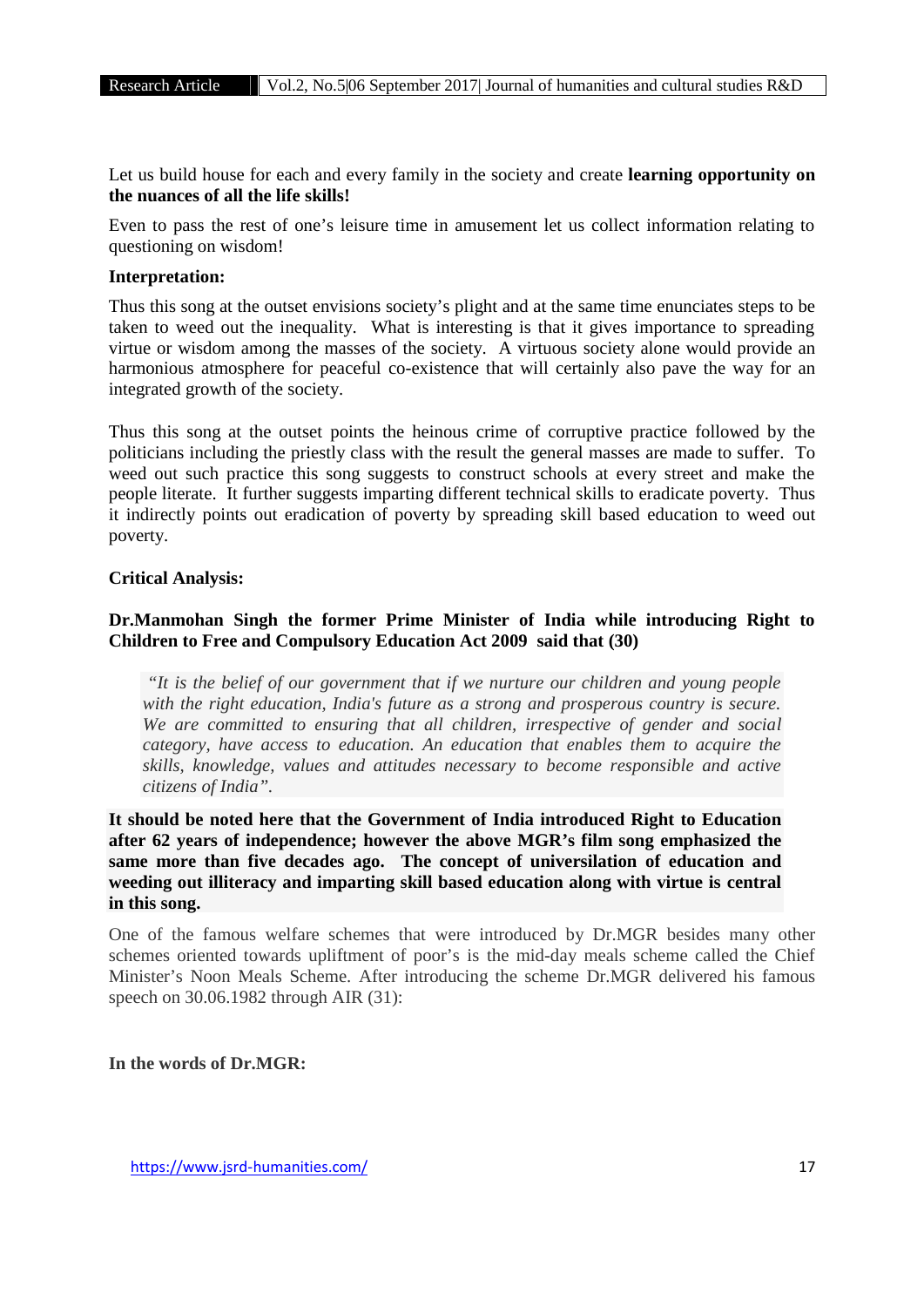Let us build house for each and every family in the society and create **learning opportunity on the nuances of all the life skills!**

Even to pass the rest of one's leisure time in amusement let us collect information relating to questioning on wisdom!

**Interpretation:**

Thus this song at the outset envisions society's plight and at the same time enunciates steps to be taken to weed out the inequality. What is interesting is that it gives importance to spreading virtue or wisdom among the masses of the society. A virtuous society alone would provide an harmonious atmosphere for peaceful co-existence that will certainly also pave the way for an integrated growth of the society.

Thus this song at the outset points the heinous crime of corruptive practice followed by the politicians including the priestly class with the result the general masses are made to suffer. To weed out such practice this song suggests to construct schools at every street and make the people literate. It further suggests imparting different technical skills to eradicate poverty. Thus it indirectly points out eradication of poverty by spreading skill based education to weed out poverty.

**Critical Analysis:**

**Dr.Manmohan Singh the former Prime Minister of India while introducing Right to Children to Free and Compulsory Education Act 2009 said that (30)**

> *"It is the belief of our government that if we nurture our children and young people with the right education, India's future as a strong and prosperous country is secure. We are committed to ensuring that all children, irrespective of gender and social category, have access to education. An education that enables them to acquire the skills, knowledge, values and attitudes necessary to become responsible and active citizens of India".*

**It should be noted here that the Government of India introduced Right to Education after 62 years of independence; however the above MGR's film song emphasized the same more than five decades ago. The concept of universilation of education and weeding out illiteracy and imparting skill based education along with virtue is central in this song.**

One of the famous welfare schemes that were introduced by Dr.MGR besides many other schemes oriented towards upliftment of poor's is the mid-day meals scheme called the Chief Minister's Noon Meals Scheme. After introducing the scheme Dr.MGR delivered his famous speech on 30.06.1982 through AIR (31):

**In the words of Dr.MGR:**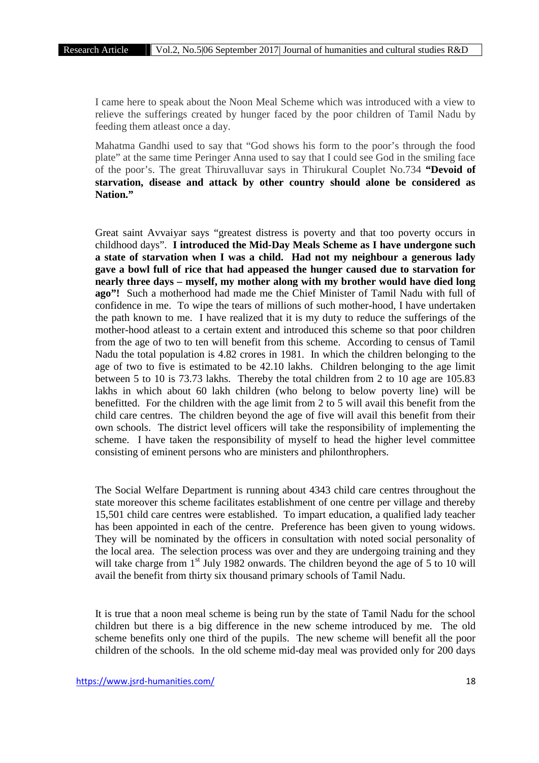I came here to speak about the Noon Meal Scheme which was introduced with a view to relieve the sufferings created by hunger faced by the poor children of Tamil Nadu by feeding them atleast once a day.

Mahatma Gandhi used to say that "God shows his form to the poor's through the food plate" at the same time Peringer Anna used to say that I could see God in the smiling face of the poor's. The great Thiruvalluvar says in Thirukural Couplet No.734 **"Devoid of starvation, disease and attack by other country should alone be considered as Nation."**

Great saint Avvaiyar says "greatest distress is poverty and that too poverty occurs in childhood days". **I introduced the Mid-Day Meals Scheme as I have undergone such a state of starvation when I was a child. Had not my neighbour a generous lady gave a bowl full of rice that had appeased the hunger caused due to starvation for nearly three days – myself, my mother along with my brother would have died long ago"!** Such a motherhood had made me the Chief Minister of Tamil Nadu with full of confidence in me. To wipe the tears of millions of such mother-hood, I have undertaken the path known to me. I have realized that it is my duty to reduce the sufferings of the mother-hood atleast to a certain extent and introduced this scheme so that poor children from the age of two to ten will benefit from this scheme. According to census of Tamil Nadu the total population is 4.82 crores in 1981. In which the children belonging to the age of two to five is estimated to be 42.10 lakhs. Children belonging to the age limit between 5 to 10 is 73.73 lakhs. Thereby the total children from 2 to 10 age are 105.83 lakhs in which about 60 lakh children (who belong to below poverty line) will be benefitted. For the children with the age limit from 2 to 5 will avail this benefit from the child care centres. The children beyond the age of five will avail this benefit from their own schools. The district level officers will take the responsibility of implementing the scheme. I have taken the responsibility of myself to head the higher level committee consisting of eminent persons who are ministers and philonthrophers.

The Social Welfare Department is running about 4343 child care centres throughout the state moreover this scheme facilitates establishment of one centre per village and thereby 15,501 child care centres were established. To impart education, a qualified lady teacher has been appointed in each of the centre. Preference has been given to young widows. They will be nominated by the officers in consultation with noted social personality of the local area. The selection process was over and they are undergoing training and they will take charge from 1st July 1982 onwards. The children beyond the age of 5 to 10 will avail the benefit from thirty six thousand primary schools of Tamil Nadu.

It is true that a noon meal scheme is being run by the state of Tamil Nadu for the school children but there is a big difference in the new scheme introduced by me. The old scheme benefits only one third of the pupils. The new scheme will benefit all the poor children of the schools. In the old scheme mid-day meal was provided only for 200 days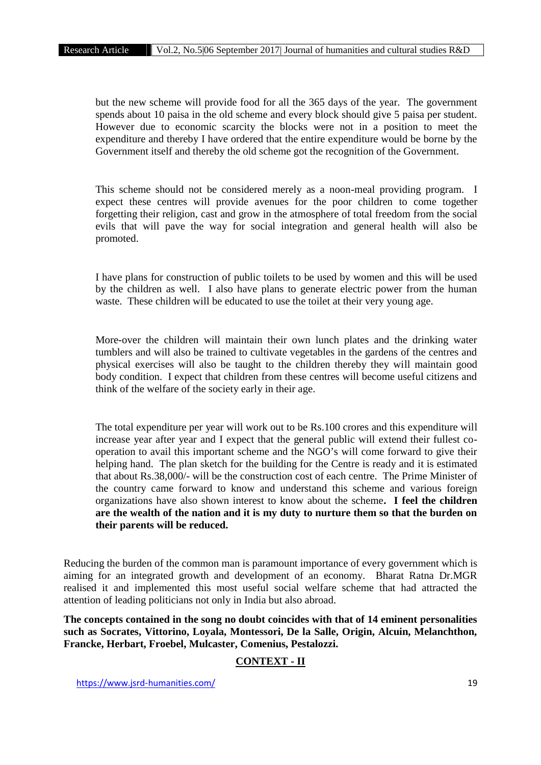but the new scheme will provide food for all the 365 days of the year. The government spends about 10 paisa in the old scheme and every block should give 5 paisa per student. However due to economic scarcity the blocks were not in a position to meet the expenditure and thereby I have ordered that the entire expenditure would be borne by the Government itself and thereby the old scheme got the recognition of the Government.

This scheme should not be considered merely as a noon-meal providing program. I expect these centres will provide avenues for the poor children to come together forgetting their religion, cast and grow in the atmosphere of total freedom from the social evils that will pave the way for social integration and general health will also be promoted.

I have plans for construction of public toilets to be used by women and this will be used by the children as well. I also have plans to generate electric power from the human waste. These children will be educated to use the toilet at their very young age.

More-over the children will maintain their own lunch plates and the drinking water tumblers and will also be trained to cultivate vegetables in the gardens of the centres and physical exercises will also be taught to the children thereby they will maintain good body condition. I expect that children from these centres will become useful citizens and think of the welfare of the society early in their age.

The total expenditure per year will work out to be Rs.100 crores and this expenditure will increase year after year and I expect that the general public will extend their fullest co-operation to avail this important scheme and the NGO's will come forward to give their helping hand. The plan sketch for the building for the Centre is ready and it is estimated that about Rs.38,000/- will be the construction cost of each centre. The Prime Minister of the country came forward to know and understand this scheme and various foreign organizations have also shown interest to know about the scheme**. I feel the children are the wealth of the nation and it is my duty to nurture them so that the burden on their parents will be reduced.**

Reducing the burden of the common man is paramount importance of every government which is aiming for an integrated growth and development of an economy. Bharat Ratna Dr.MGR realised it and implemented this most useful social welfare scheme that had attracted the attention of leading politicians not only in India but also abroad.

**The concepts contained in the song no doubt coincides with that of 14 eminent personalities such as Socrates, Vittorino, Loyala, Montessori, De la Salle, Origin, Alcuin, Melanchthon, Francke, Herbart, Froebel, Mulcaster, Comenius, Pestalozzi.**

## CONTEXT - II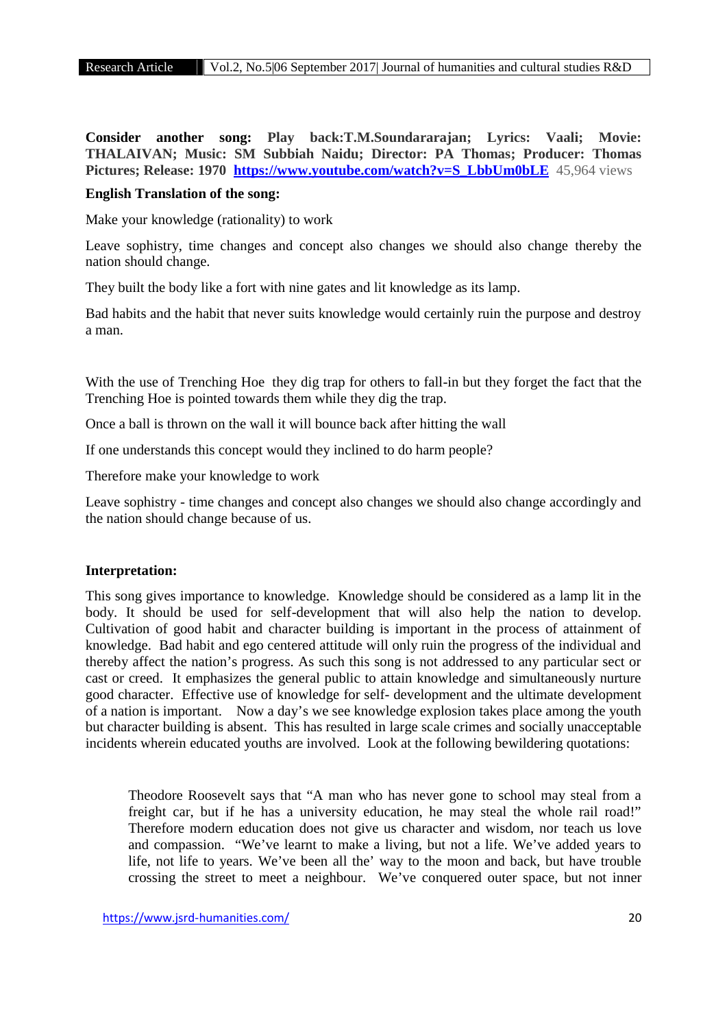**Consider another song: Play back:T.M.Soundararajan; Lyrics: Vaali; Movie: THALAIVAN; Music: SM Subbiah Naidu; Director: PA Thomas; Producer: Thomas Pictures; Release: 1970 [https://www.youtube.com/watch?v=S_LbbUm0bLE](https://www.youtube.com/watch?v=S_LbbUm0bLE)** 45,964 views

**English Translation of the song:**

Make your knowledge (rationality) to work

Leave sophistry, time changes and concept also changes we should also change thereby the nation should change.

They built the body like a fort with nine gates and lit knowledge as its lamp.

Bad habits and the habit that never suits knowledge would certainly ruin the purpose and destroy a man.

With the use of Trenching Hoe they dig trap for others to fall-in but they forget the fact that the Trenching Hoe is pointed towards them while they dig the trap.

Once a ball is thrown on the wall it will bounce back after hitting the wall

If one understands this concept would they inclined to do harm people?

Therefore make your knowledge to work

Leave sophistry - time changes and concept also changes we should also change accordingly and the nation should change because of us.

**Interpretation:**

This song gives importance to knowledge. Knowledge should be considered as a lamp lit in the body. It should be used for self-development that will also help the nation to develop. Cultivation of good habit and character building is important in the process of attainment of knowledge. Bad habit and ego centered attitude will only ruin the progress of the individual and thereby affect the nation's progress. As such this song is not addressed to any particular sect or cast or creed. It emphasizes the general public to attain knowledge and simultaneously nurture good character. Effective use of knowledge for self- development and the ultimate development of a nation is important. Now a day's we see knowledge explosion takes place among the youth but character building is absent. This has resulted in large scale crimes and socially unacceptable incidents wherein educated youths are involved. Look at the following bewildering quotations:

> Theodore Roosevelt says that "A man who has never gone to school may steal from a freight car, but if he has a university education, he may steal the whole rail road!" Therefore modern education does not give us character and wisdom, nor teach us love and compassion. "We've learnt to make a living, but not a life. We've added years to life, not life to years. We've been all the' way to the moon and back, but have trouble crossing the street to meet a neighbour. We've conquered outer space, but not inner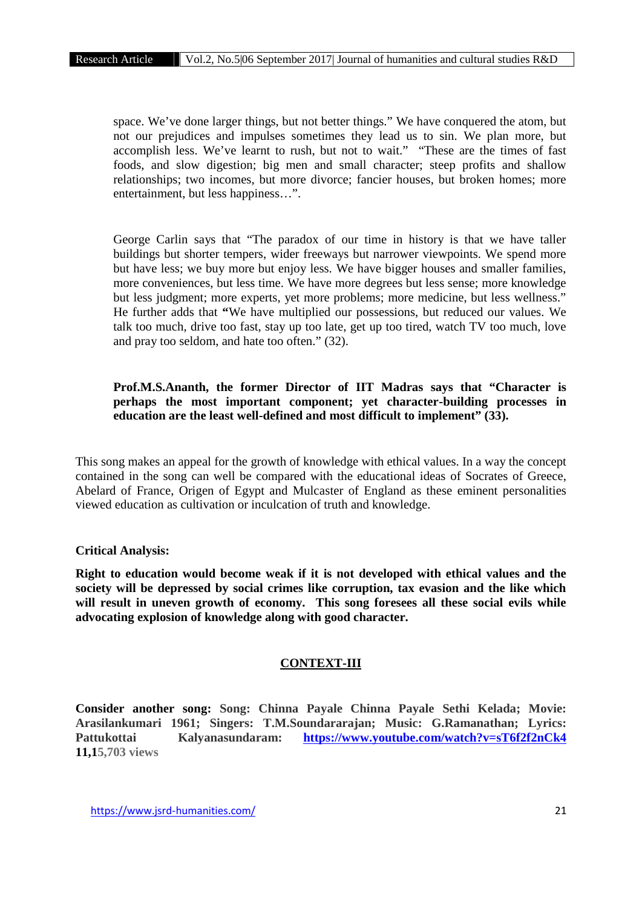space. We've done larger things, but not better things." We have conquered the atom, but not our prejudices and impulses sometimes they lead us to sin. We plan more, but accomplish less. We've learnt to rush, but not to wait." "These are the times of fast foods, and slow digestion; big men and small character; steep profits and shallow relationships; two incomes, but more divorce; fancier houses, but broken homes; more entertainment, but less happiness…".

George Carlin says that "The paradox of our time in history is that we have taller buildings but shorter tempers, wider freeways but narrower viewpoints. We spend more but have less; we buy more but enjoy less. We have bigger houses and smaller families, more conveniences, but less time. We have more degrees but less sense; more knowledge but less judgment; more experts, yet more problems; more medicine, but less wellness." He further adds that **"**We have multiplied our possessions, but reduced our values. We talk too much, drive too fast, stay up too late, get up too tired, watch TV too much, love and pray too seldom, and hate too often." (32).

**Prof.M.S.Ananth, the former Director of IIT Madras says that "Character is perhaps the most important component; yet character-building processes in education are the least well-defined and most difficult to implement" (33).**

This song makes an appeal for the growth of knowledge with ethical values. In a way the concept contained in the song can well be compared with the educational ideas of Socrates of Greece, Abelard of France, Origen of Egypt and Mulcaster of England as these eminent personalities viewed education as cultivation or inculcation of truth and knowledge.

**Critical Analysis:**

**Right to education would become weak if it is not developed with ethical values and the society will be depressed by social crimes like corruption, tax evasion and the like which will result in uneven growth of economy. This song foresees all these social evils while advocating explosion of knowledge along with good character.**

## CONTEXT-III

**Consider another song: Song: Chinna Payale Chinna Payale Sethi Kelada; Movie: Arasilankumari 1961; Singers: T.M.Soundararajan; Music: G.Ramanathan; Lyrics: Pattukottai Kalyanasundaram: https://www.youtube.com/watch?v=sT6f2f2nCk4 11,15,703 views**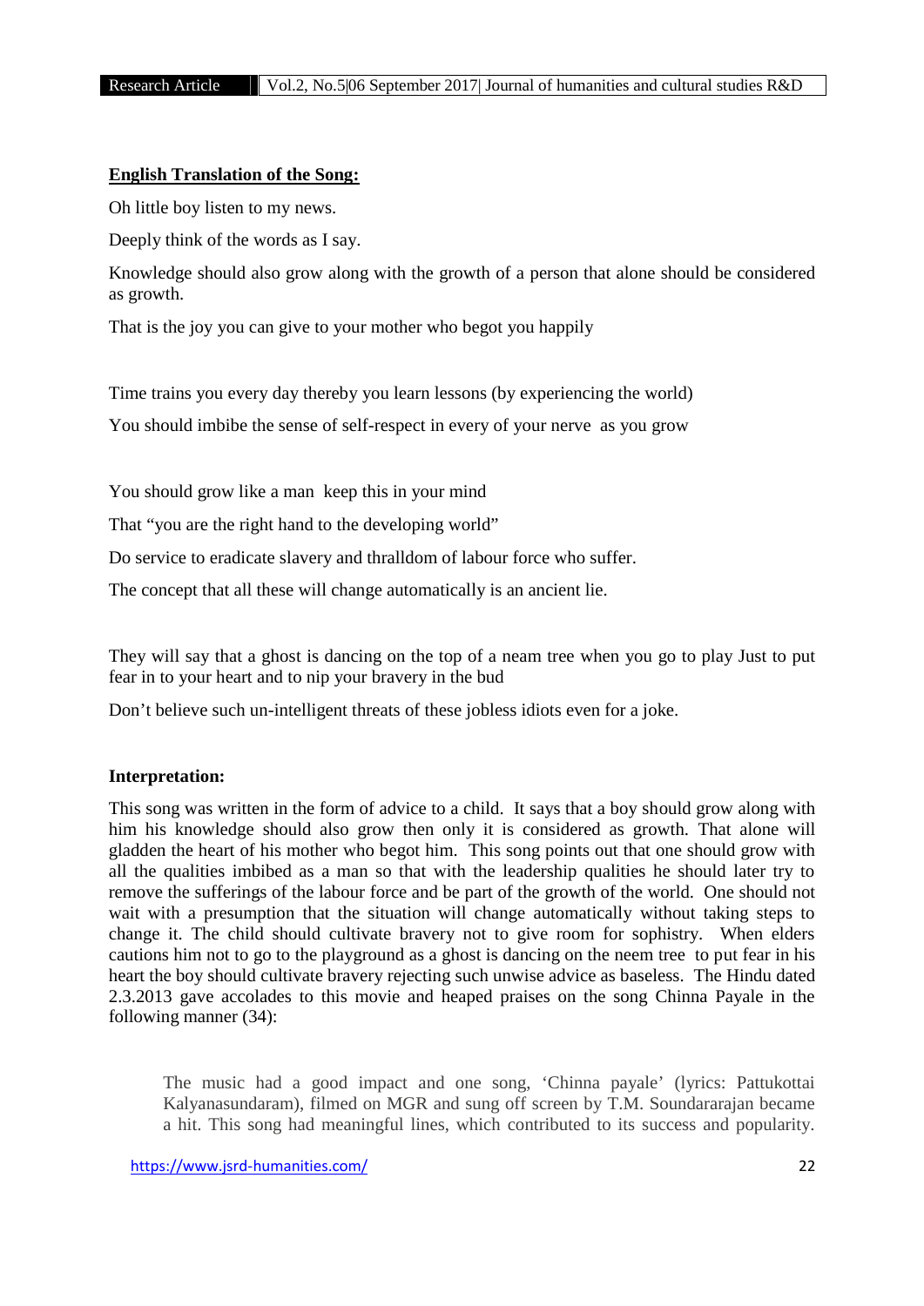**English Translation of the Song:**

Oh little boy listen to my news.

Deeply think of the words as I say.

Knowledge should also grow along with the growth of a person that alone should be considered as growth.

That is the joy you can give to your mother who begot you happily

Time trains you every day thereby you learn lessons (by experiencing the world)

You should imbibe the sense of self-respect in every of your nerve as you grow

You should grow like a man keep this in your mind

That "you are the right hand to the developing world"

Do service to eradicate slavery and thralldom of labour force who suffer.

The concept that all these will change automatically is an ancient lie.

They will say that a ghost is dancing on the top of a neam tree when you go to play Just to put fear in to your heart and to nip your bravery in the bud

Don't believe such un-intelligent threats of these jobless idiots even for a joke.

**Interpretation:**

This song was written in the form of advice to a child. It says that a boy should grow along with him his knowledge should also grow then only it is considered as growth. That alone will gladden the heart of his mother who begot him. This song points out that one should grow with all the qualities imbibed as a man so that with the leadership qualities he should later try to remove the sufferings of the labour force and be part of the growth of the world. One should not wait with a presumption that the situation will change automatically without taking steps to change it. The child should cultivate bravery not to give room for sophistry. When elders cautions him not to go to the playground as a ghost is dancing on the neem tree to put fear in his heart the boy should cultivate bravery rejecting such unwise advice as baseless. The Hindu dated 2.3.2013 gave accolades to this movie and heaped praises on the song Chinna Payale in the following manner (34):

> The music had a good impact and one song, 'Chinna payale' (lyrics: Pattukottai Kalyanasundaram), filmed on MGR and sung off screen by T.M. Soundararajan became a hit. This song had meaningful lines, which contributed to its success and popularity.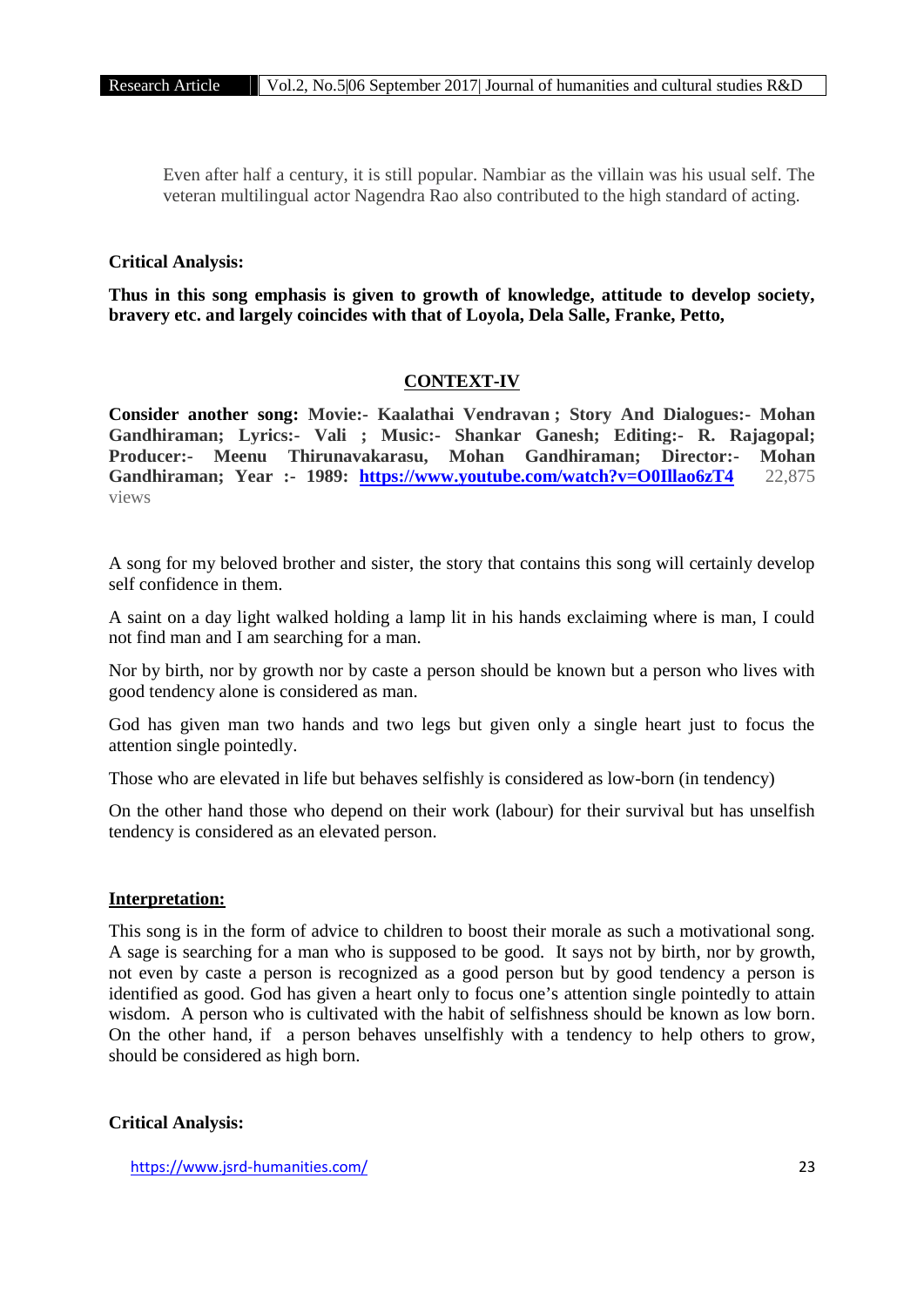Even after half a century, it is still popular. Nambiar as the villain was his usual self. The veteran multilingual actor Nagendra Rao also contributed to the high standard of acting.

**Critical Analysis:**

**Thus in this song emphasis is given to growth of knowledge, attitude to develop society, bravery etc. and largely coincides with that of Loyola, Dela Salle, Franke, Petto,**

## CONTEXT-IV

**Consider another song: Movie:- Kaalathai Vendravan ; Story And Dialogues:- Mohan Gandhiraman; Lyrics:- Vali ; Music:- Shankar Ganesh; Editing:- R. Rajagopal; Producer:- Meenu Thirunavakarasu, Mohan Gandhiraman; Director:- Mohan Gandhiraman; Year :- 1989: [https://www.youtube.com/watch?v=O0Illao6zT4](https://www.youtube.com/watch?v=O0Illao6zT4)** 22,875 views

A song for my beloved brother and sister, the story that contains this song will certainly develop self confidence in them.

A saint on a day light walked holding a lamp lit in his hands exclaiming where is man, I could not find man and I am searching for a man.

Nor by birth, nor by growth nor by caste a person should be known but a person who lives with good tendency alone is considered as man.

God has given man two hands and two legs but given only a single heart just to focus the attention single pointedly.

Those who are elevated in life but behaves selfishly is considered as low-born (in tendency)

On the other hand those who depend on their work (labour) for their survival but has unselfish tendency is considered as an elevated person.

**Interpretation:**

This song is in the form of advice to children to boost their morale as such a motivational song. A sage is searching for a man who is supposed to be good. It says not by birth, nor by growth, not even by caste a person is recognized as a good person but by good tendency a person is identified as good. God has given a heart only to focus one's attention single pointedly to attain wisdom. A person who is cultivated with the habit of selfishness should be known as low born. On the other hand, if a person behaves unselfishly with a tendency to help others to grow, should be considered as high born.

**Critical Analysis:**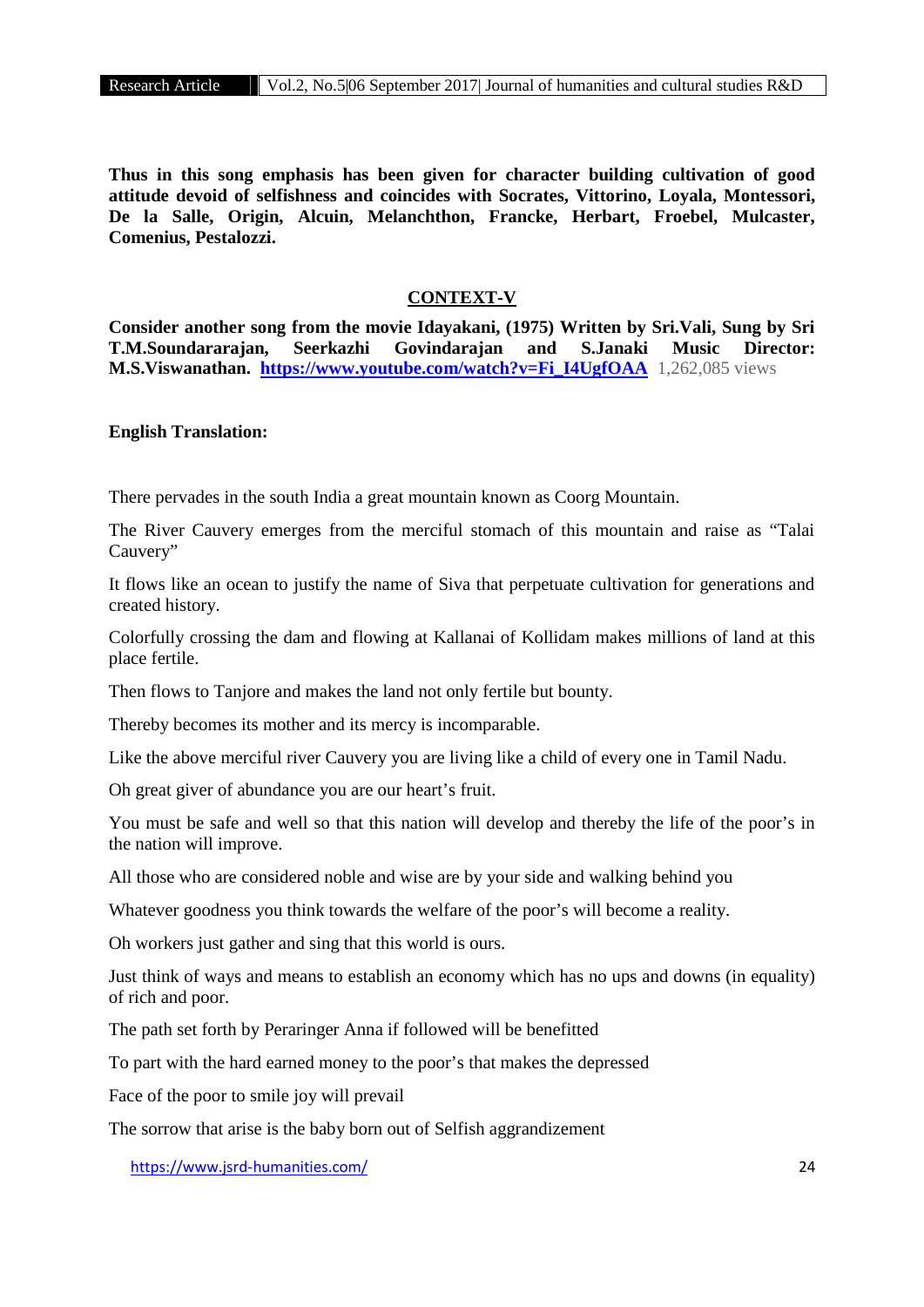**Thus in this song emphasis has been given for character building cultivation of good attitude devoid of selfishness and coincides with Socrates, Vittorino, Loyala, Montessori, De la Salle, Origin, Alcuin, Melanchthon, Francke, Herbart, Froebel, Mulcaster, Comenius, Pestalozzi.**

## CONTEXT-V

**Consider another song from the movie Idayakani, (1975) Written by Sri.Vali, Sung by Sri T.M.Soundararajan, Seerkazhi Govindarajan and S.Janaki Music Director: M.S.Viswanathan.** **https://www.youtube.com/watch?v=Fi_I4UgfOAA** 1,262,085 views

**English Translation:**

There pervades in the south India a great mountain known as Coorg Mountain.

The River Cauvery emerges from the merciful stomach of this mountain and raise as "Talai Cauvery"

It flows like an ocean to justify the name of Siva that perpetuate cultivation for generations and created history.

Colorfully crossing the dam and flowing at Kallanai of Kollidam makes millions of land at this place fertile.

Then flows to Tanjore and makes the land not only fertile but bounty.

Thereby becomes its mother and its mercy is incomparable.

Like the above merciful river Cauvery you are living like a child of every one in Tamil Nadu.

Oh great giver of abundance you are our heart's fruit.

You must be safe and well so that this nation will develop and thereby the life of the poor's in the nation will improve.

All those who are considered noble and wise are by your side and walking behind you

Whatever goodness you think towards the welfare of the poor's will become a reality.

Oh workers just gather and sing that this world is ours.

Just think of ways and means to establish an economy which has no ups and downs (in equality) of rich and poor.

The path set forth by Peraringer Anna if followed will be benefitted

To part with the hard earned money to the poor's that makes the depressed

Face of the poor to smile joy will prevail

The sorrow that arise is the baby born out of Selfish aggrandizement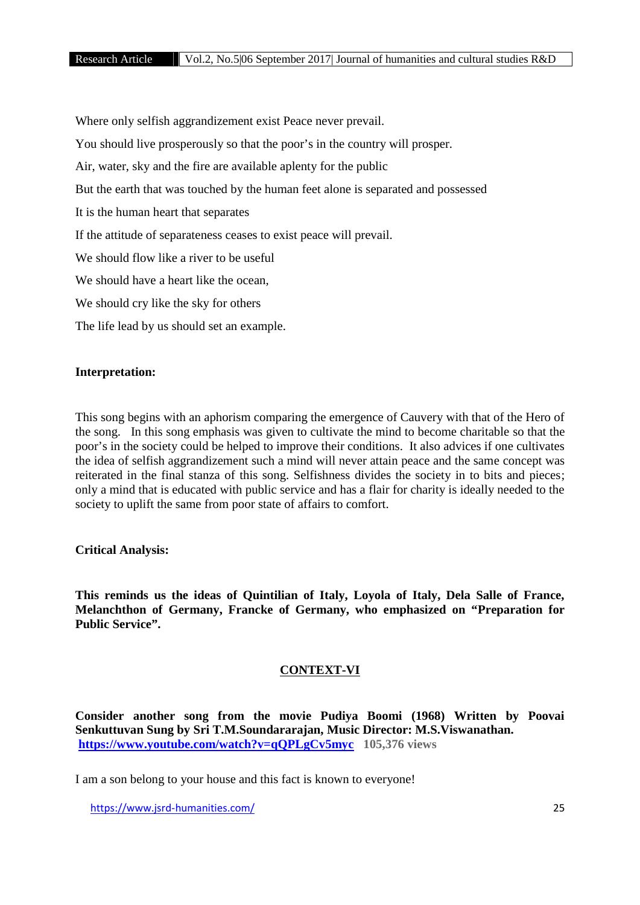Where only selfish aggrandizement exist Peace never prevail.

You should live prosperously so that the poor's in the country will prosper.

Air, water, sky and the fire are available aplenty for the public

But the earth that was touched by the human feet alone is separated and possessed

It is the human heart that separates

If the attitude of separateness ceases to exist peace will prevail.

We should flow like a river to be useful

We should have a heart like the ocean,

We should cry like the sky for others

The life lead by us should set an example.

**Interpretation:**

This song begins with an aphorism comparing the emergence of Cauvery with that of the Hero of the song. In this song emphasis was given to cultivate the mind to become charitable so that the poor's in the society could be helped to improve their conditions. It also advices if one cultivates the idea of selfish aggrandizement such a mind will never attain peace and the same concept was reiterated in the final stanza of this song. Selfishness divides the society in to bits and pieces; only a mind that is educated with public service and has a flair for charity is ideally needed to the society to uplift the same from poor state of affairs to comfort.

**Critical Analysis:**

**This reminds us the ideas of Quintilian of Italy, Loyola of Italy, Dela Salle of France, Melanchthon of Germany, Francke of Germany, who emphasized on "Preparation for Public Service".**

## CONTEXT-VI

**Consider another song from the movie Pudiya Boomi (1968) Written by Poovai Senkuttuvan Sung by Sri T.M.Soundararajan, Music Director: M.S.Viswanathan.**
**https://www.youtube.com/watch?v=qQPLgCv5myc** **105,376 views**

I am a son belong to your house and this fact is known to everyone!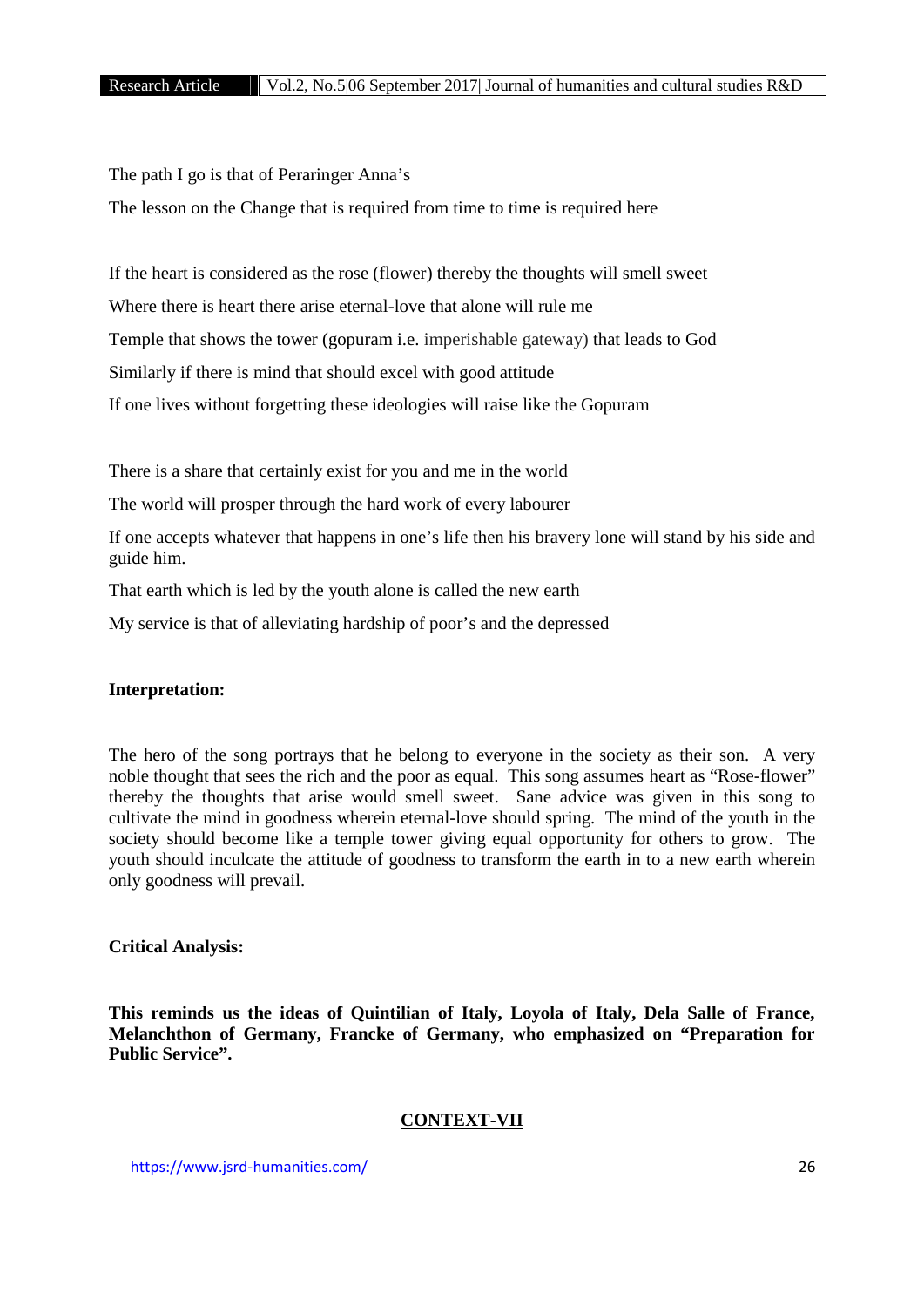The path I go is that of Peraringer Anna's

The lesson on the Change that is required from time to time is required here

If the heart is considered as the rose (flower) thereby the thoughts will smell sweet

Where there is heart there arise eternal-love that alone will rule me

Temple that shows the tower (gopuram i.e. imperishable gateway) that leads to God

Similarly if there is mind that should excel with good attitude

If one lives without forgetting these ideologies will raise like the Gopuram

There is a share that certainly exist for you and me in the world

The world will prosper through the hard work of every labourer

If one accepts whatever that happens in one's life then his bravery lone will stand by his side and guide him.

That earth which is led by the youth alone is called the new earth

My service is that of alleviating hardship of poor's and the depressed

**Interpretation:**

The hero of the song portrays that he belong to everyone in the society as their son. A very noble thought that sees the rich and the poor as equal. This song assumes heart as "Rose-flower" thereby the thoughts that arise would smell sweet. Sane advice was given in this song to cultivate the mind in goodness wherein eternal-love should spring. The mind of the youth in the society should become like a temple tower giving equal opportunity for others to grow. The youth should inculcate the attitude of goodness to transform the earth in to a new earth wherein only goodness will prevail.

**Critical Analysis:**

**This reminds us the ideas of Quintilian of Italy, Loyola of Italy, Dela Salle of France, Melanchthon of Germany, Francke of Germany, who emphasized on "Preparation for Public Service".**

## CONTEXT-VII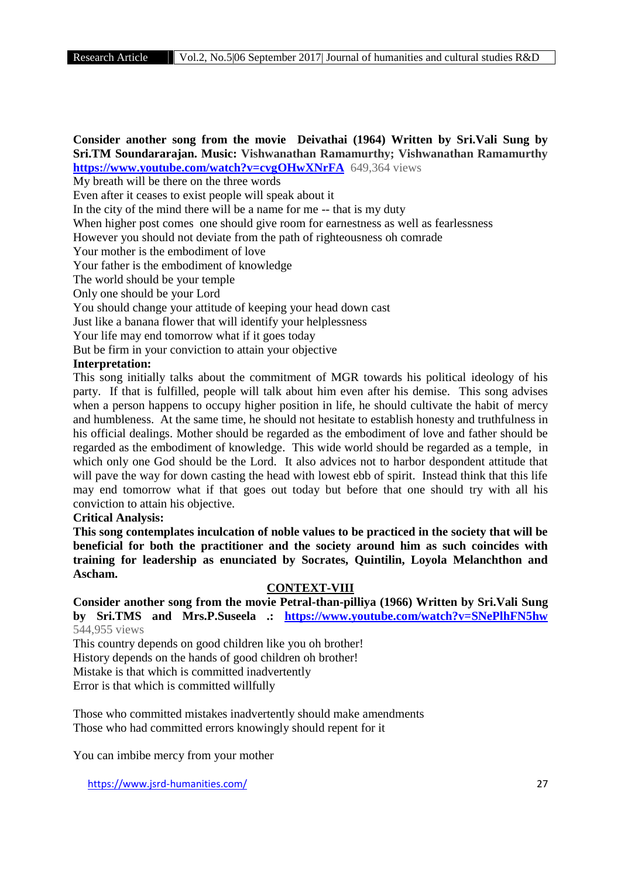**Consider another song from the movie Deivathai (1964) Written by Sri.Vali Sung by Sri.TM Soundararajan. Music: Vishwanathan Ramamurthy; Vishwanathan Ramamurthy** **https://www.youtube.com/watch?v=cvgOHwXNrFA** 649,364 views

My breath will be there on the three words
Even after it ceases to exist people will speak about it
In the city of the mind there will be a name for me -- that is my duty
When higher post comes one should give room for earnestness as well as fearlessness
However you should not deviate from the path of righteousness oh comrade
Your mother is the embodiment of love
Your father is the embodiment of knowledge
The world should be your temple
Only one should be your Lord
You should change your attitude of keeping your head down cast
Just like a banana flower that will identify your helplessness
Your life may end tomorrow what if it goes today
But be firm in your conviction to attain your objective

**Interpretation:**

This song initially talks about the commitment of MGR towards his political ideology of his party. If that is fulfilled, people will talk about him even after his demise. This song advises when a person happens to occupy higher position in life, he should cultivate the habit of mercy and humbleness. At the same time, he should not hesitate to establish honesty and truthfulness in his official dealings. Mother should be regarded as the embodiment of love and father should be regarded as the embodiment of knowledge. This wide world should be regarded as a temple, in which only one God should be the Lord. It also advices not to harbor despondent attitude that will pave the way for down casting the head with lowest ebb of spirit. Instead think that this life may end tomorrow what if that goes out today but before that one should try with all his conviction to attain his objective.

**Critical Analysis:**

**This song contemplates inculcation of noble values to be practiced in the society that will be beneficial for both the practitioner and the society around him as such coincides with training for leadership as enunciated by Socrates, Quintilin, Loyola Melanchthon and Ascham.**

## CONTEXT-VIII

**Consider another song from the movie Petral-than-pilliya (1966) Written by Sri.Vali Sung by Sri.TMS and Mrs.P.Suseela .: https://www.youtube.com/watch?v=SNePlhFN5hw** 544,955 views

This country depends on good children like you oh brother!
History depends on the hands of good children oh brother!
Mistake is that which is committed inadvertently
Error is that which is committed willfully

Those who committed mistakes inadvertently should make amendments
Those who had committed errors knowingly should repent for it

You can imbibe mercy from your mother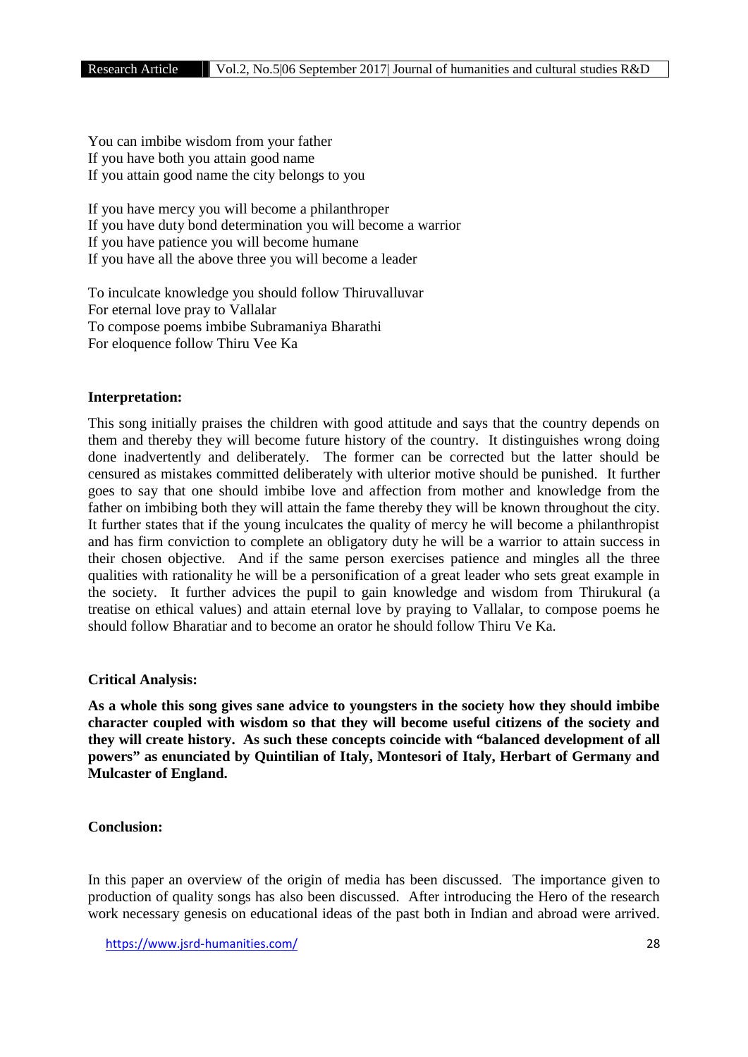You can imbibe wisdom from your father  
If you have both you attain good name  
If you attain good name the city belongs to you

If you have mercy you will become a philanthroper  
If you have duty bond determination you will become a warrior  
If you have patience you will become humane  
If you have all the above three you will become a leader

To inculcate knowledge you should follow Thiruvalluvar  
For eternal love pray to Vallalar  
To compose poems imbibe Subramaniya Bharathi  
For eloquence follow Thiru Vee Ka

**Interpretation:**

This song initially praises the children with good attitude and says that the country depends on them and thereby they will become future history of the country. It distinguishes wrong doing done inadvertently and deliberately. The former can be corrected but the latter should be censured as mistakes committed deliberately with ulterior motive should be punished. It further goes to say that one should imbibe love and affection from mother and knowledge from the father on imbibing both they will attain the fame thereby they will be known throughout the city. It further states that if the young inculcates the quality of mercy he will become a philanthropist and has firm conviction to complete an obligatory duty he will be a warrior to attain success in their chosen objective. And if the same person exercises patience and mingles all the three qualities with rationality he will be a personification of a great leader who sets great example in the society. It further advices the pupil to gain knowledge and wisdom from Thirukural (a treatise on ethical values) and attain eternal love by praying to Vallalar, to compose poems he should follow Bharatiar and to become an orator he should follow Thiru Ve Ka.

**Critical Analysis:**

**As a whole this song gives sane advice to youngsters in the society how they should imbibe character coupled with wisdom so that they will become useful citizens of the society and they will create history. As such these concepts coincide with "balanced development of all powers" as enunciated by Quintilian of Italy, Montesori of Italy, Herbart of Germany and Mulcaster of England.**

**Conclusion:**

In this paper an overview of the origin of media has been discussed. The importance given to production of quality songs has also been discussed. After introducing the Hero of the research work necessary genesis on educational ideas of the past both in Indian and abroad were arrived.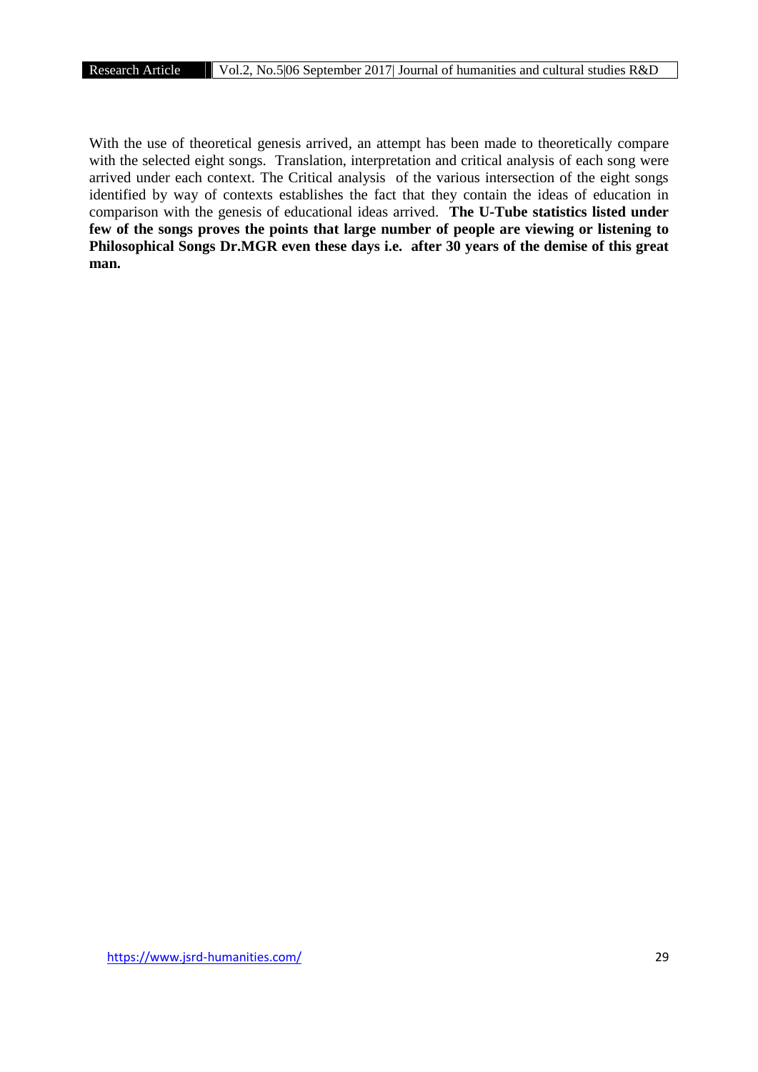With the use of theoretical genesis arrived, an attempt has been made to theoretically compare with the selected eight songs. Translation, interpretation and critical analysis of each song were arrived under each context. The Critical analysis of the various intersection of the eight songs identified by way of contexts establishes the fact that they contain the ideas of education in comparison with the genesis of educational ideas arrived. **The U-Tube statistics listed under few of the songs proves the points that large number of people are viewing or listening to Philosophical Songs Dr.MGR even these days i.e. after 30 years of the demise of this great man.**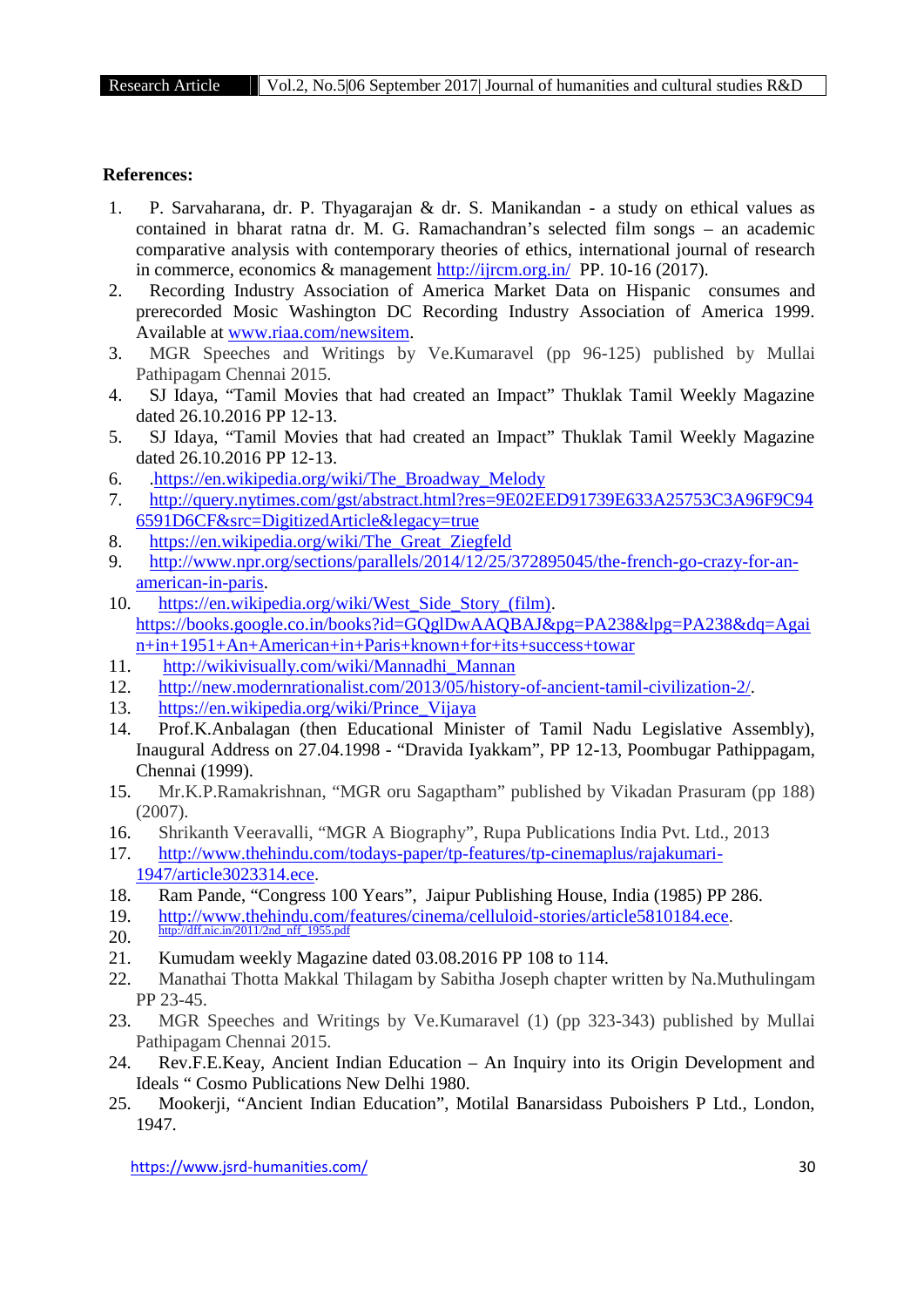**References:**

1. P. Sarvaharana, dr. P. Thyagarajan & dr. S. Manikandan - a study on ethical values as contained in bharat ratna dr. M. G. Ramachandran's selected film songs – an academic comparative analysis with contemporary theories of ethics, international journal of research in commerce, economics & management http://ijrcm.org.in/ PP. 10-16 (2017).
2. Recording Industry Association of America Market Data on Hispanic consumes and prerecorded Mosic Washington DC Recording Industry Association of America 1999. Available at www.riaa.com/newsitem.
3. MGR Speeches and Writings by Ve.Kumaravel (pp 96-125) published by Mullai Pathipagam Chennai 2015.
4. SJ Idaya, "Tamil Movies that had created an Impact" Thuklak Tamil Weekly Magazine dated 26.10.2016 PP 12-13.
5. SJ Idaya, "Tamil Movies that had created an Impact" Thuklak Tamil Weekly Magazine dated 26.10.2016 PP 12-13.
6. .https://en.wikipedia.org/wiki/The_Broadway_Melody
7. http://query.nytimes.com/gst/abstract.html?res=9E02EED91739E633A25753C3A96F9C946591D6CF&src=DigitizedArticle&legacy=true
8. https://en.wikipedia.org/wiki/The_Great_Ziegfeld
9. http://www.npr.org/sections/parallels/2014/12/25/372895045/the-french-go-crazy-for-an-american-in-paris.
10. https://en.wikipedia.org/wiki/West_Side_Story_(film). https://books.google.co.in/books?id=GQglDwAAQBAJ&pg=PA238&lpg=PA238&dq=Again+in+1951+An+American+in+Paris+known+for+its+success+towar
11. http://wikivisually.com/wiki/Mannadhi_Mannan
12. http://new.modernrationalist.com/2013/05/history-of-ancient-tamil-civilization-2/.
13. https://en.wikipedia.org/wiki/Prince_Vijaya
14. Prof.K.Anbalagan (then Educational Minister of Tamil Nadu Legislative Assembly), Inaugural Address on 27.04.1998 - "Dravida Iyakkam", PP 12-13, Poombugar Pathippagam, Chennai (1999).
15. Mr.K.P.Ramakrishnan, "MGR oru Sagaptham" published by Vikadan Prasuram (pp 188) (2007).
16. Shrikanth Veeravalli, "MGR A Biography", Rupa Publications India Pvt. Ltd., 2013
17. http://www.thehindu.com/todays-paper/tp-features/tp-cinemaplus/rajakumari-1947/article3023314.ece.
18. Ram Pande, "Congress 100 Years", Jaipur Publishing House, India (1985) PP 286.
19. http://www.thehindu.com/features/cinema/celluloid-stories/article5810184.ece.
20. http://dff.nic.in/2011/2nd_nff_1955.pdf
21. Kumudam weekly Magazine dated 03.08.2016 PP 108 to 114.
22. Manathai Thotta Makkal Thilagam by Sabitha Joseph chapter written by Na.Muthulingam PP 23-45.
23. MGR Speeches and Writings by Ve.Kumaravel (1) (pp 323-343) published by Mullai Pathipagam Chennai 2015.
24. Rev.F.E.Keay, Ancient Indian Education – An Inquiry into its Origin Development and Ideals " Cosmo Publications New Delhi 1980.
25. Mookerji, "Ancient Indian Education", Motilal Banarsidass Puboishers P Ltd., London, 1947.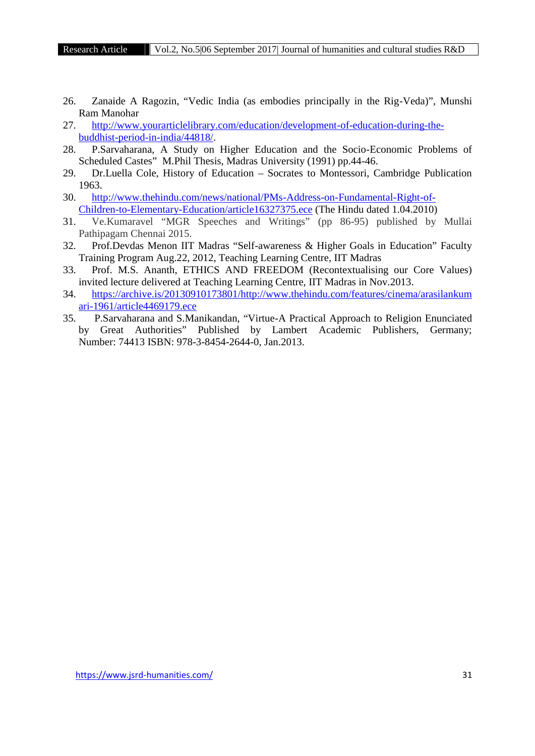26. Zanaide A Ragozin, "Vedic India (as embodies principally in the Rig-Veda)", Munshi Ram Manohar
27. http://www.yourarticlelibrary.com/education/development-of-education-during-the-buddhist-period-in-india/44818/.
28. P.Sarvaharana, A Study on Higher Education and the Socio-Economic Problems of Scheduled Castes" M.Phil Thesis, Madras University (1991) pp.44-46.
29. Dr.Luella Cole, History of Education – Socrates to Montessori, Cambridge Publication 1963.
30. http://www.thehindu.com/news/national/PMs-Address-on-Fundamental-Right-of-Children-to-Elementary-Education/article16327375.ece (The Hindu dated 1.04.2010)
31. Ve.Kumaravel "MGR Speeches and Writings" (pp 86-95) published by Mullai Pathipagam Chennai 2015.
32. Prof.Devdas Menon IIT Madras "Self-awareness & Higher Goals in Education" Faculty Training Program Aug.22, 2012, Teaching Learning Centre, IIT Madras
33. Prof. M.S. Ananth, ETHICS AND FREEDOM (Recontextualising our Core Values) invited lecture delivered at Teaching Learning Centre, IIT Madras in Nov.2013.
34. https://archive.is/20130910173801/http://www.thehindu.com/features/cinema/arasilankumari-1961/article4469179.ece
35. P.Sarvaharana and S.Manikandan, "Virtue-A Practical Approach to Religion Enunciated by Great Authorities" Published by Lambert Academic Publishers, Germany; Number: 74413 ISBN: 978-3-8454-2644-0, Jan.2013.